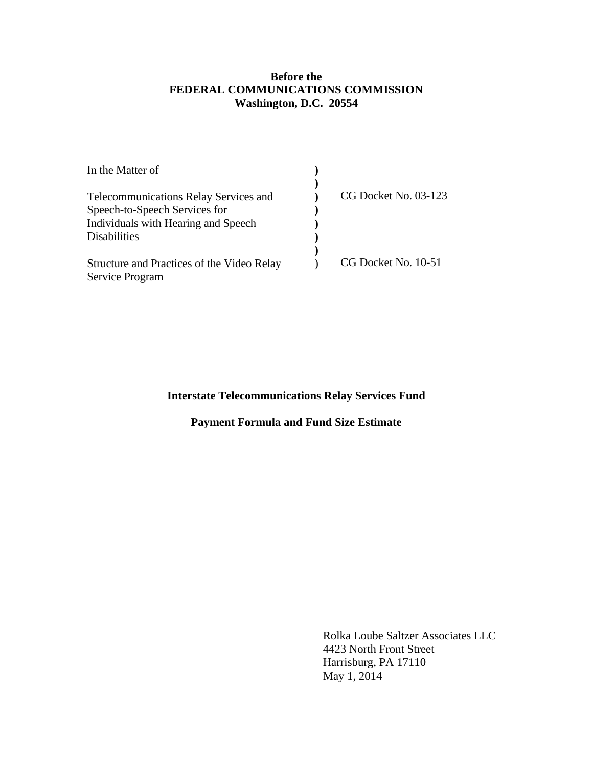**Before the**
**FEDERAL COMMUNICATIONS COMMISSION**
**Washington, D.C. 20554**

| | | |
|---|---|---|
| In the Matter of | ) | |
| | ) | |
| Telecommunications Relay Services and Speech-to-Speech Services for Individuals with Hearing and Speech Disabilities | ) | CG Docket No. 03-123 |
| | ) | |
| Structure and Practices of the Video Relay Service Program | ) | CG Docket No. 10-51 |

**Interstate Telecommunications Relay Services Fund**

**Payment Formula and Fund Size Estimate**

Rolka Loube Saltzer Associates LLC
4423 North Front Street
Harrisburg, PA 17110
May 1, 2014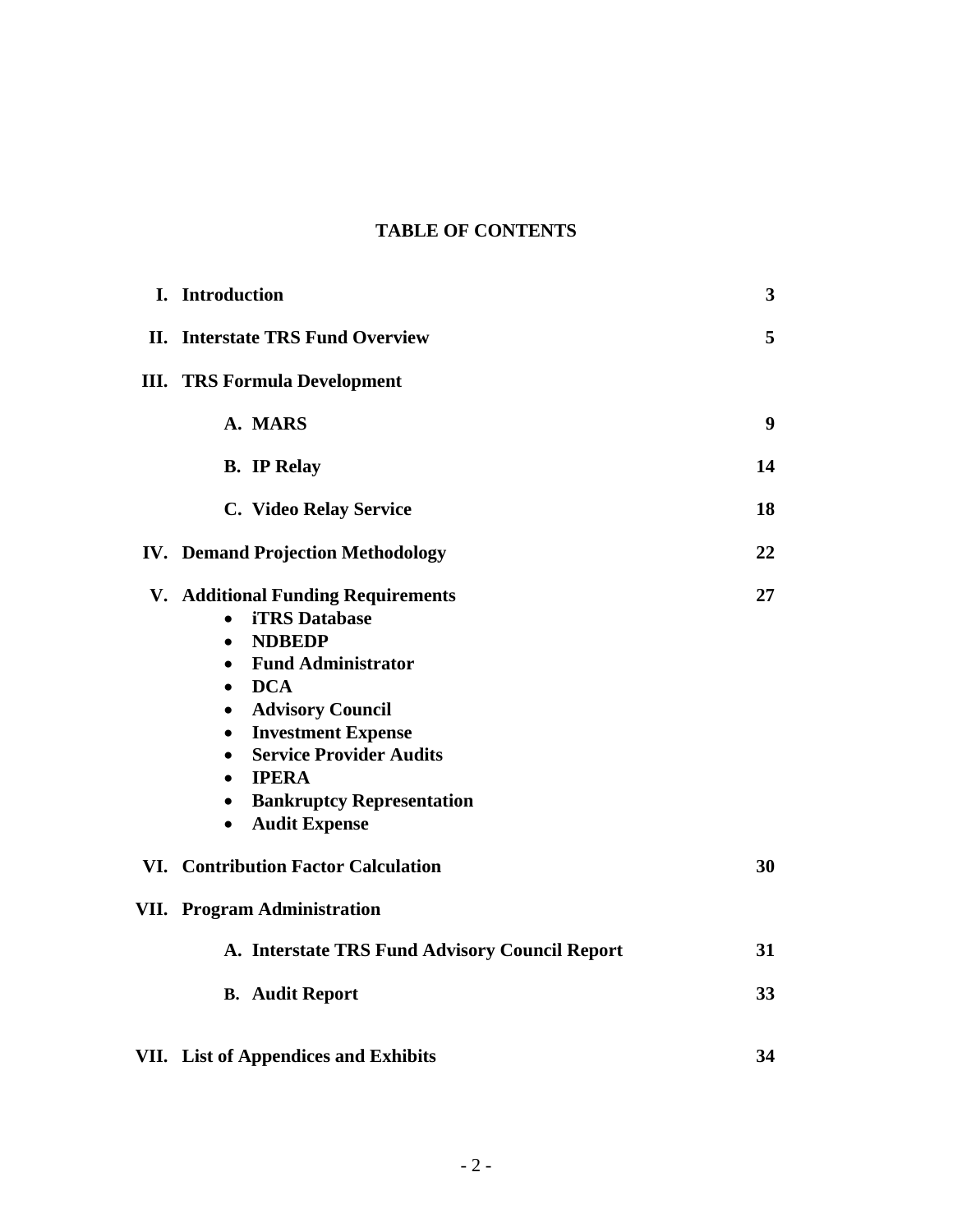# TABLE OF CONTENTS

| | | |
|---|---|---|
| **I.** | **Introduction** | **3** |
| **II.** | **Interstate TRS Fund Overview** | **5** |
| **III.** | **TRS Formula Development** | |
| | **A. MARS** | **9** |
| | **B. IP Relay** | **14** |
| | **C. Video Relay Service** | **18** |
| **IV.** | **Demand Projection Methodology** | **22** |
| **V.** | **Additional Funding Requirements** | **27** |
| | • **iTRS Database** | |
| | • **NDBEDP** | |
| | • **Fund Administrator** | |
| | • **DCA** | |
| | • **Advisory Council** | |
| | • **Investment Expense** | |
| | • **Service Provider Audits** | |
| | • **IPERA** | |
| | • **Bankruptcy Representation** | |
| | • **Audit Expense** | |
| **VI.** | **Contribution Factor Calculation** | **30** |
| **VII.** | **Program Administration** | |
| | **A. Interstate TRS Fund Advisory Council Report** | **31** |
| | **B. Audit Report** | **33** |
| **VII.** | **List of Appendices and Exhibits** | **34** |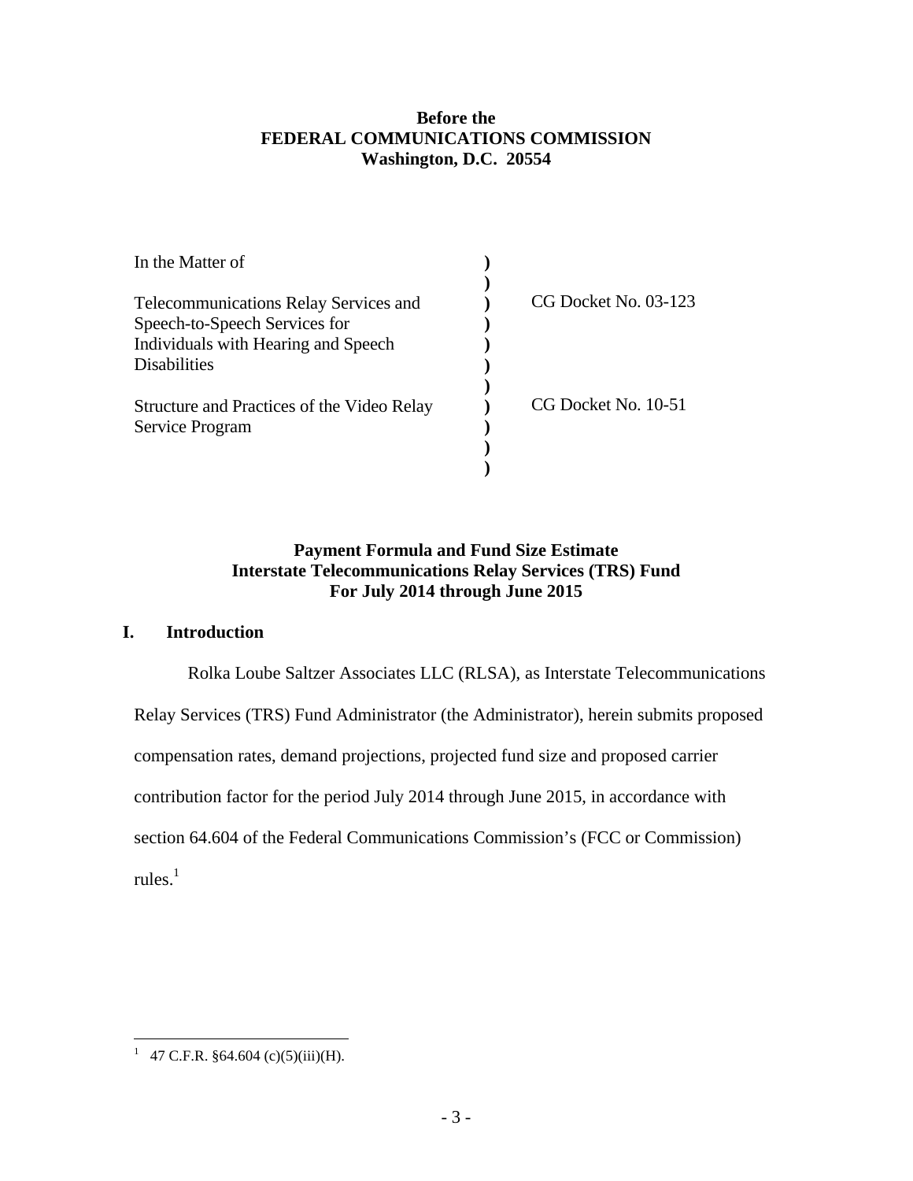**Before the**
**FEDERAL COMMUNICATIONS COMMISSION**
**Washington, D.C. 20554**

| | | |
|---|---|---|
| In the Matter of | ) | |
| | ) | |
| Telecommunications Relay Services and Speech-to-Speech Services for Individuals with Hearing and Speech Disabilities | ) | CG Docket No. 03-123 |
| | ) | |
| Structure and Practices of the Video Relay Service Program | ) | CG Docket No. 10-51 |
| | ) | |

**Payment Formula and Fund Size Estimate**
**Interstate Telecommunications Relay Services (TRS) Fund**
**For July 2014 through June 2015**

## I. Introduction

Rolka Loube Saltzer Associates LLC (RLSA), as Interstate Telecommunications Relay Services (TRS) Fund Administrator (the Administrator), herein submits proposed compensation rates, demand projections, projected fund size and proposed carrier contribution factor for the period July 2014 through June 2015, in accordance with section 64.604 of the Federal Communications Commission's (FCC or Commission) rules.[1]

[1] 47 C.F.R. §64.604 (c)(5)(iii)(H).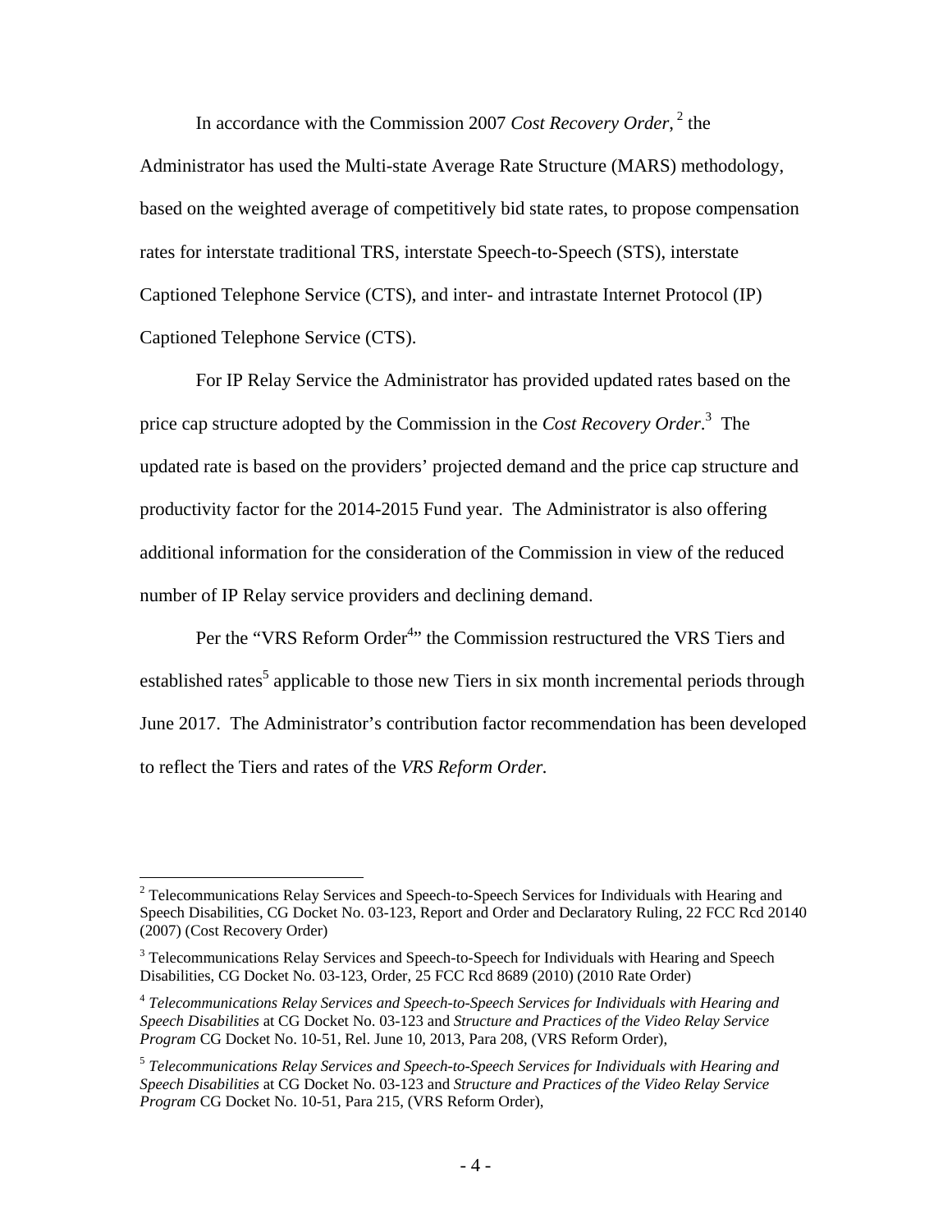In accordance with the Commission 2007 *Cost Recovery Order*, [2] the Administrator has used the Multi-state Average Rate Structure (MARS) methodology, based on the weighted average of competitively bid state rates, to propose compensation rates for interstate traditional TRS, interstate Speech-to-Speech (STS), interstate Captioned Telephone Service (CTS), and inter- and intrastate Internet Protocol (IP) Captioned Telephone Service (CTS).

For IP Relay Service the Administrator has provided updated rates based on the price cap structure adopted by the Commission in the *Cost Recovery Order*.[3] The updated rate is based on the providers' projected demand and the price cap structure and productivity factor for the 2014-2015 Fund year. The Administrator is also offering additional information for the consideration of the Commission in view of the reduced number of IP Relay service providers and declining demand.

Per the "VRS Reform Order[4]" the Commission restructured the VRS Tiers and established rates[5] applicable to those new Tiers in six month incremental periods through June 2017. The Administrator's contribution factor recommendation has been developed to reflect the Tiers and rates of the *VRS Reform Order.*

---

[2] Telecommunications Relay Services and Speech-to-Speech Services for Individuals with Hearing and Speech Disabilities, CG Docket No. 03-123, Report and Order and Declaratory Ruling, 22 FCC Rcd 20140 (2007) (Cost Recovery Order)

[3] Telecommunications Relay Services and Speech-to-Speech for Individuals with Hearing and Speech Disabilities, CG Docket No. 03-123, Order, 25 FCC Rcd 8689 (2010) (2010 Rate Order)

[4] *Telecommunications Relay Services and Speech-to-Speech Services for Individuals with Hearing and Speech Disabilities* at CG Docket No. 03-123 and *Structure and Practices of the Video Relay Service Program* CG Docket No. 10-51, Rel. June 10, 2013, Para 208, (VRS Reform Order),

[5] *Telecommunications Relay Services and Speech-to-Speech Services for Individuals with Hearing and Speech Disabilities* at CG Docket No. 03-123 and *Structure and Practices of the Video Relay Service Program* CG Docket No. 10-51, Para 215, (VRS Reform Order),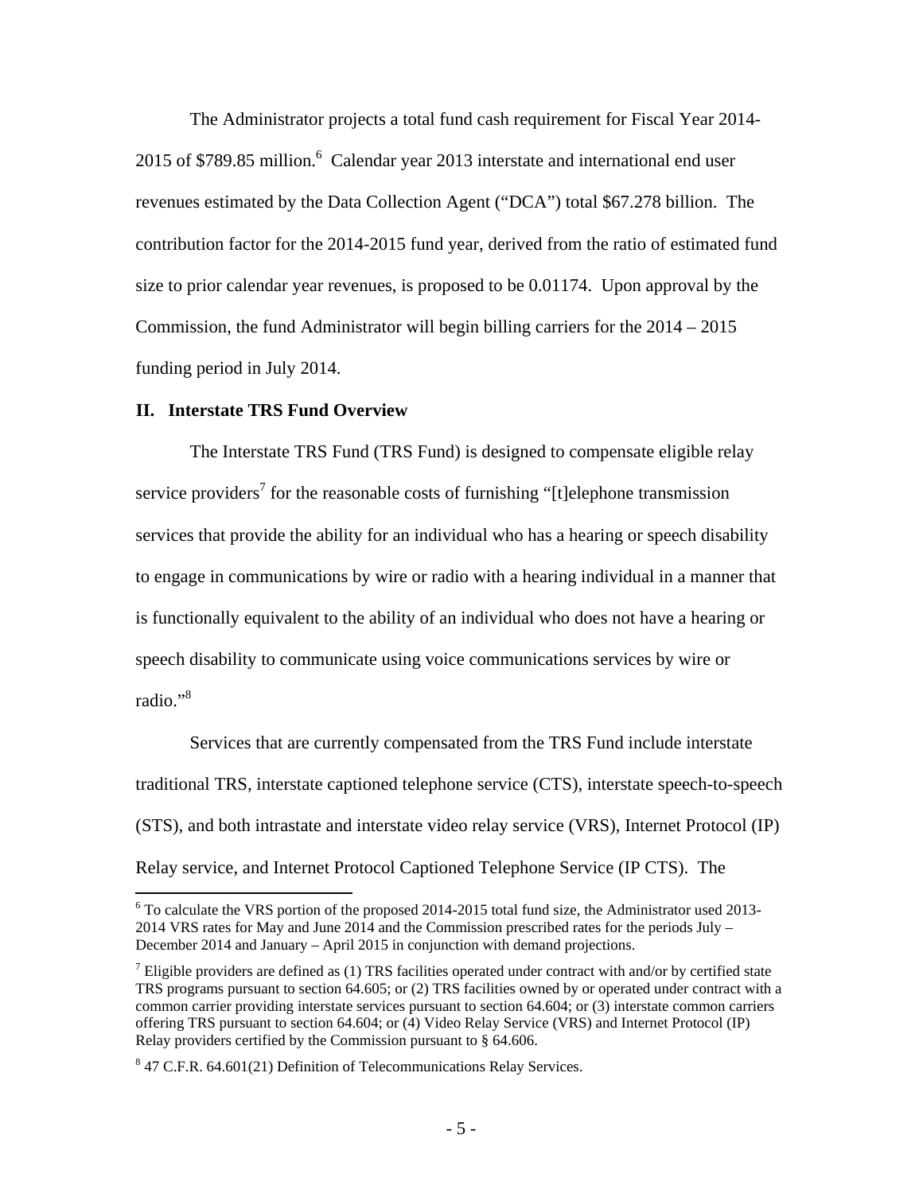The Administrator projects a total fund cash requirement for Fiscal Year 2014-2015 of $789.85 million.[6] Calendar year 2013 interstate and international end user revenues estimated by the Data Collection Agent ("DCA") total $67.278 billion. The contribution factor for the 2014-2015 fund year, derived from the ratio of estimated fund size to prior calendar year revenues, is proposed to be 0.01174. Upon approval by the Commission, the fund Administrator will begin billing carriers for the 2014 – 2015 funding period in July 2014.

## II. Interstate TRS Fund Overview

The Interstate TRS Fund (TRS Fund) is designed to compensate eligible relay service providers[7] for the reasonable costs of furnishing "[t]elephone transmission services that provide the ability for an individual who has a hearing or speech disability to engage in communications by wire or radio with a hearing individual in a manner that is functionally equivalent to the ability of an individual who does not have a hearing or speech disability to communicate using voice communications services by wire or radio."[8]

Services that are currently compensated from the TRS Fund include interstate traditional TRS, interstate captioned telephone service (CTS), interstate speech-to-speech (STS), and both intrastate and interstate video relay service (VRS), Internet Protocol (IP) Relay service, and Internet Protocol Captioned Telephone Service (IP CTS). The

---

[6] To calculate the VRS portion of the proposed 2014-2015 total fund size, the Administrator used 2013-2014 VRS rates for May and June 2014 and the Commission prescribed rates for the periods July – December 2014 and January – April 2015 in conjunction with demand projections.

[7] Eligible providers are defined as (1) TRS facilities operated under contract with and/or by certified state TRS programs pursuant to section 64.605; or (2) TRS facilities owned by or operated under contract with a common carrier providing interstate services pursuant to section 64.604; or (3) interstate common carriers offering TRS pursuant to section 64.604; or (4) Video Relay Service (VRS) and Internet Protocol (IP) Relay providers certified by the Commission pursuant to § 64.606.

[8] 47 C.F.R. 64.601(21) Definition of Telecommunications Relay Services.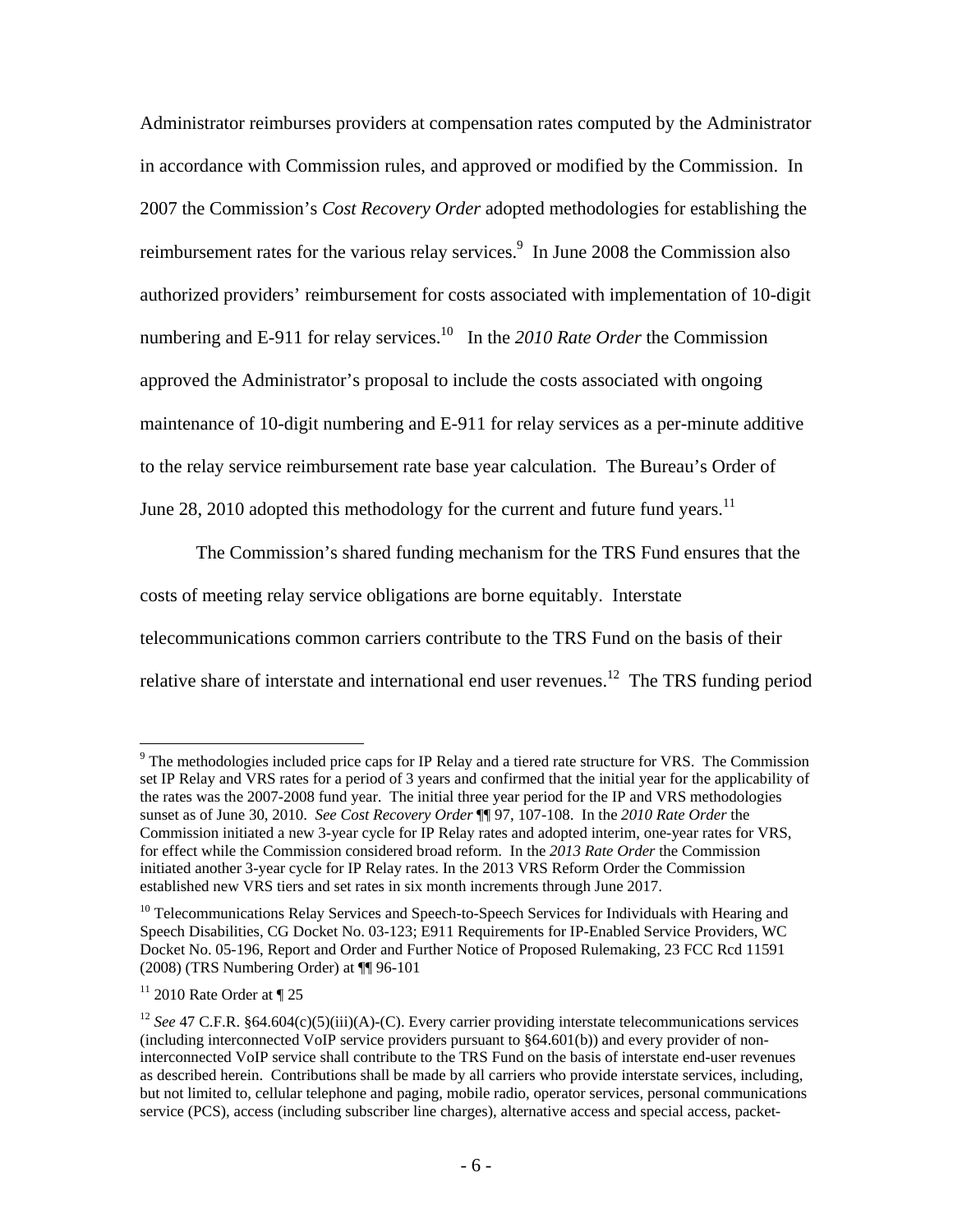Administrator reimburses providers at compensation rates computed by the Administrator in accordance with Commission rules, and approved or modified by the Commission. In 2007 the Commission's *Cost Recovery Order* adopted methodologies for establishing the reimbursement rates for the various relay services.[9] In June 2008 the Commission also authorized providers' reimbursement for costs associated with implementation of 10-digit numbering and E-911 for relay services.[10] In the *2010 Rate Order* the Commission approved the Administrator's proposal to include the costs associated with ongoing maintenance of 10-digit numbering and E-911 for relay services as a per-minute additive to the relay service reimbursement rate base year calculation. The Bureau's Order of June 28, 2010 adopted this methodology for the current and future fund years.[11]

The Commission's shared funding mechanism for the TRS Fund ensures that the costs of meeting relay service obligations are borne equitably. Interstate telecommunications common carriers contribute to the TRS Fund on the basis of their relative share of interstate and international end user revenues.[12] The TRS funding period

---

[9] The methodologies included price caps for IP Relay and a tiered rate structure for VRS. The Commission set IP Relay and VRS rates for a period of 3 years and confirmed that the initial year for the applicability of the rates was the 2007-2008 fund year. The initial three year period for the IP and VRS methodologies sunset as of June 30, 2010. *See Cost Recovery Order* ¶¶ 97, 107-108. In the *2010 Rate Order* the Commission initiated a new 3-year cycle for IP Relay rates and adopted interim, one-year rates for VRS, for effect while the Commission considered broad reform. In the *2013 Rate Order* the Commission initiated another 3-year cycle for IP Relay rates. In the 2013 VRS Reform Order the Commission established new VRS tiers and set rates in six month increments through June 2017.

[10] Telecommunications Relay Services and Speech-to-Speech Services for Individuals with Hearing and Speech Disabilities, CG Docket No. 03-123; E911 Requirements for IP-Enabled Service Providers, WC Docket No. 05-196, Report and Order and Further Notice of Proposed Rulemaking, 23 FCC Rcd 11591 (2008) (TRS Numbering Order) at ¶¶ 96-101

[11] 2010 Rate Order at ¶ 25

[12] *See* 47 C.F.R. §64.604(c)(5)(iii)(A)-(C). Every carrier providing interstate telecommunications services (including interconnected VoIP service providers pursuant to §64.601(b)) and every provider of non-interconnected VoIP service shall contribute to the TRS Fund on the basis of interstate end-user revenues as described herein. Contributions shall be made by all carriers who provide interstate services, including, but not limited to, cellular telephone and paging, mobile radio, operator services, personal communications service (PCS), access (including subscriber line charges), alternative access and special access, packet-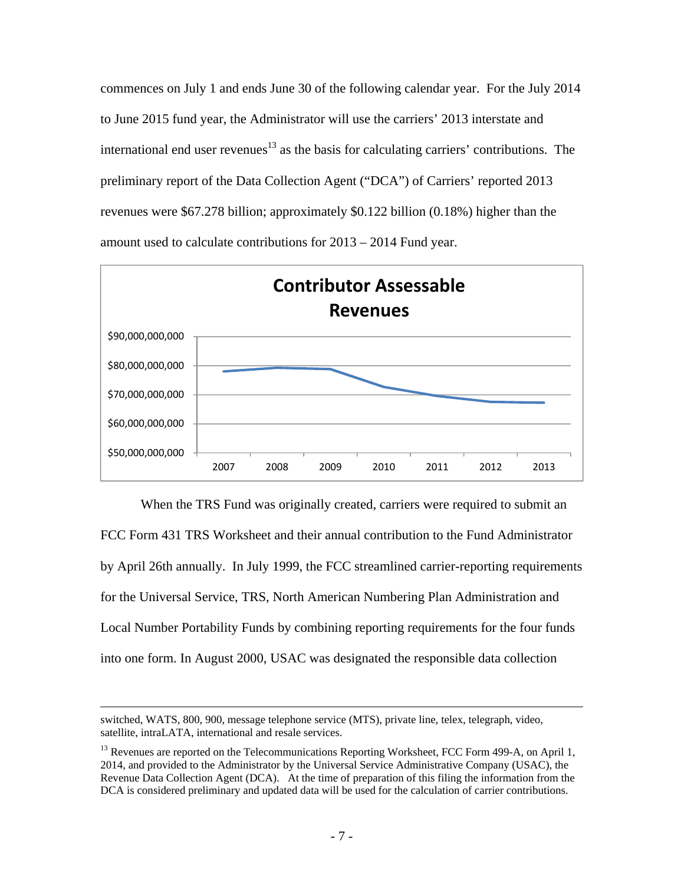commences on July 1 and ends June 30 of the following calendar year. For the July 2014 to June 2015 fund year, the Administrator will use the carriers' 2013 interstate and international end user revenues[13] as the basis for calculating carriers' contributions. The preliminary report of the Data Collection Agent ("DCA") of Carriers' reported 2013 revenues were $67.278 billion; approximately $0.122 billion (0.18%) higher than the amount used to calculate contributions for 2013 – 2014 Fund year.

**Contributor Assessable Revenues**

When the TRS Fund was originally created, carriers were required to submit an FCC Form 431 TRS Worksheet and their annual contribution to the Fund Administrator by April 26th annually. In July 1999, the FCC streamlined carrier-reporting requirements for the Universal Service, TRS, North American Numbering Plan Administration and Local Number Portability Funds by combining reporting requirements for the four funds into one form. In August 2000, USAC was designated the responsible data collection

---

switched, WATS, 800, 900, message telephone service (MTS), private line, telex, telegraph, video, satellite, intraLATA, international and resale services.

[13] Revenues are reported on the Telecommunications Reporting Worksheet, FCC Form 499-A, on April 1, 2014, and provided to the Administrator by the Universal Service Administrative Company (USAC), the Revenue Data Collection Agent (DCA). At the time of preparation of this filing the information from the DCA is considered preliminary and updated data will be used for the calculation of carrier contributions.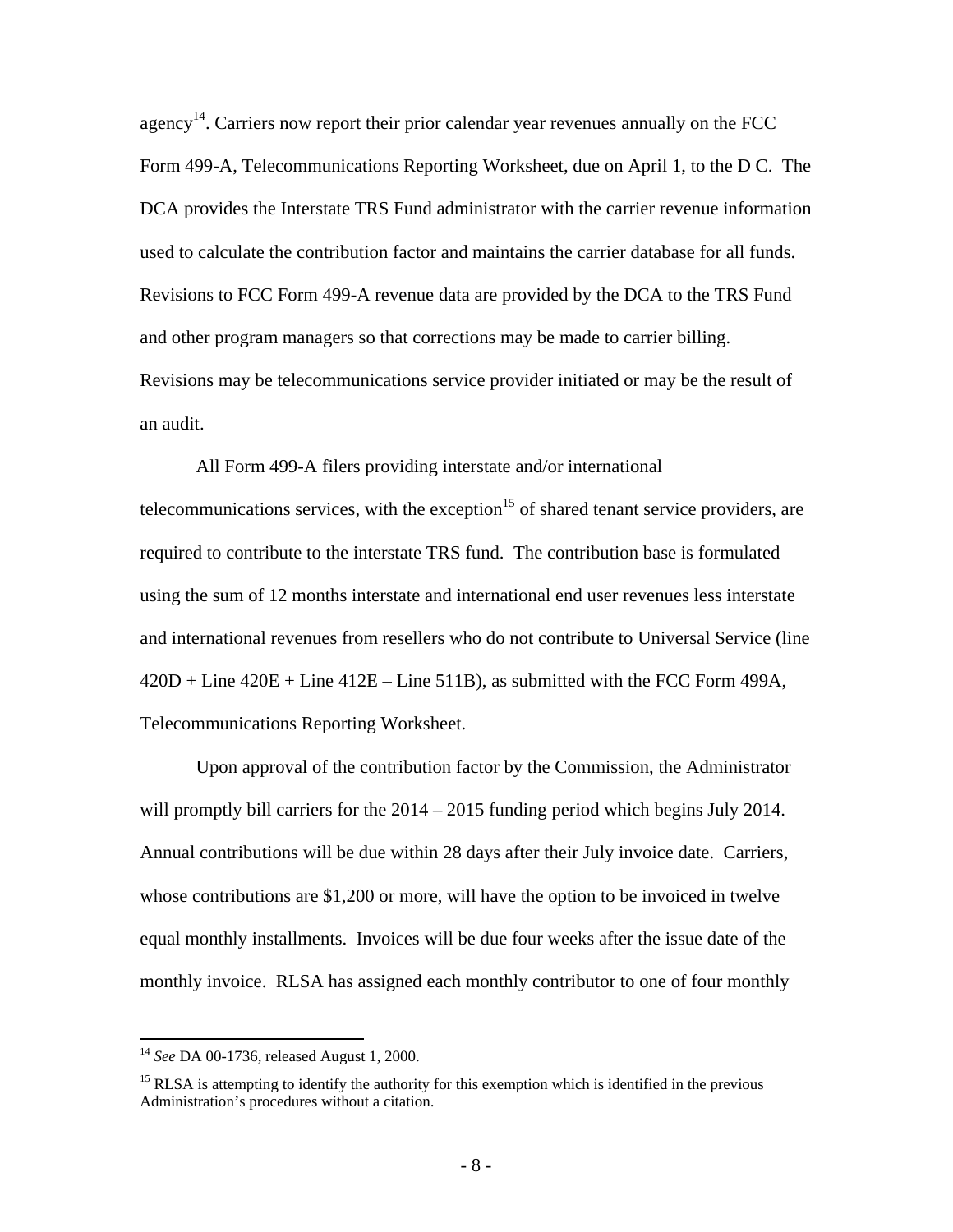agency[14]. Carriers now report their prior calendar year revenues annually on the FCC Form 499-A, Telecommunications Reporting Worksheet, due on April 1, to the D C. The DCA provides the Interstate TRS Fund administrator with the carrier revenue information used to calculate the contribution factor and maintains the carrier database for all funds. Revisions to FCC Form 499-A revenue data are provided by the DCA to the TRS Fund and other program managers so that corrections may be made to carrier billing. Revisions may be telecommunications service provider initiated or may be the result of an audit.

All Form 499-A filers providing interstate and/or international telecommunications services, with the exception[15] of shared tenant service providers, are required to contribute to the interstate TRS fund. The contribution base is formulated using the sum of 12 months interstate and international end user revenues less interstate and international revenues from resellers who do not contribute to Universal Service (line 420D + Line 420E + Line 412E – Line 511B), as submitted with the FCC Form 499A, Telecommunications Reporting Worksheet.

Upon approval of the contribution factor by the Commission, the Administrator will promptly bill carriers for the 2014 – 2015 funding period which begins July 2014. Annual contributions will be due within 28 days after their July invoice date. Carriers, whose contributions are $1,200 or more, will have the option to be invoiced in twelve equal monthly installments. Invoices will be due four weeks after the issue date of the monthly invoice. RLSA has assigned each monthly contributor to one of four monthly

---

[14] *See* DA 00-1736, released August 1, 2000.

[15] RLSA is attempting to identify the authority for this exemption which is identified in the previous Administration's procedures without a citation.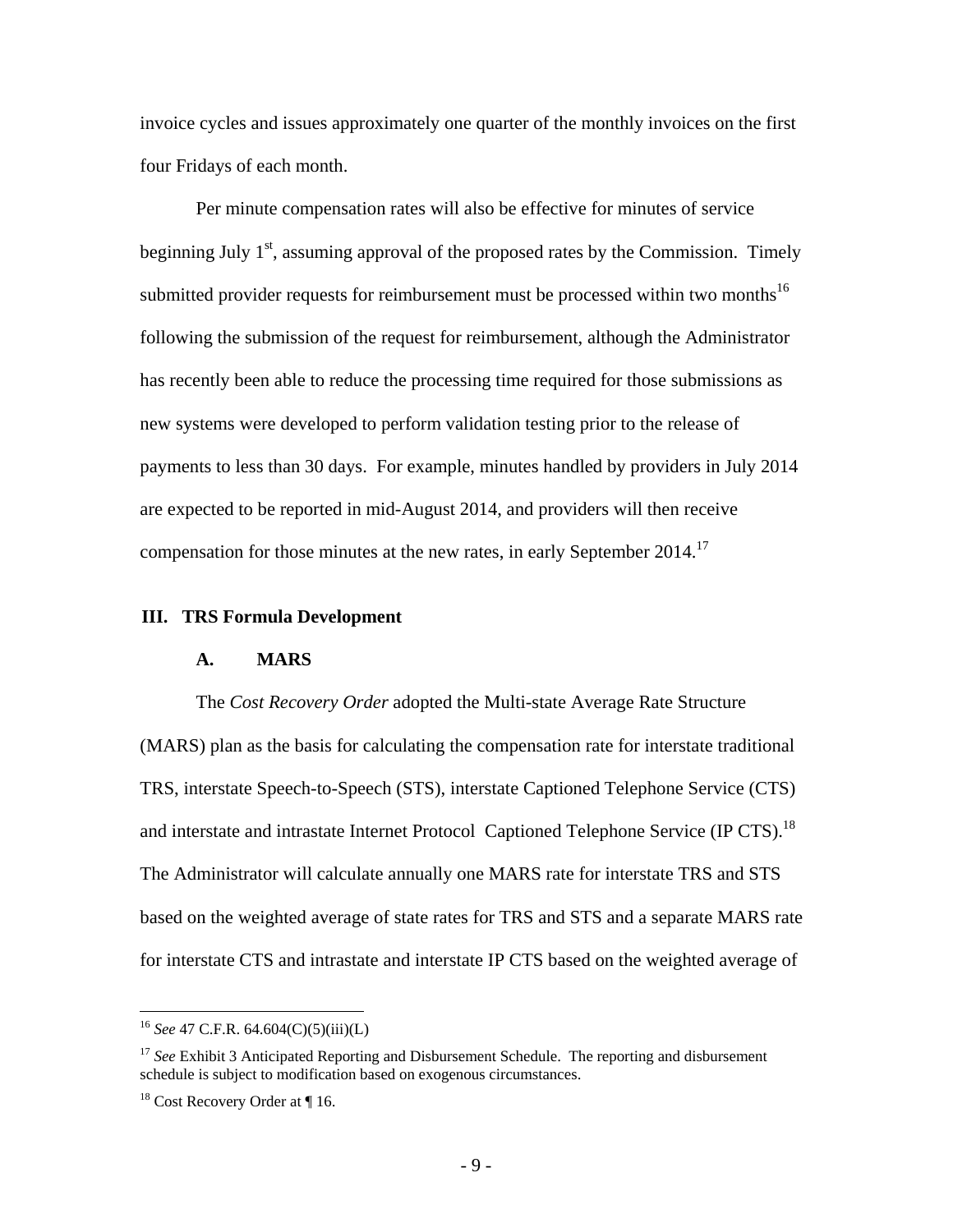invoice cycles and issues approximately one quarter of the monthly invoices on the first four Fridays of each month.

Per minute compensation rates will also be effective for minutes of service beginning July 1st, assuming approval of the proposed rates by the Commission. Timely submitted provider requests for reimbursement must be processed within two months[16] following the submission of the request for reimbursement, although the Administrator has recently been able to reduce the processing time required for those submissions as new systems were developed to perform validation testing prior to the release of payments to less than 30 days. For example, minutes handled by providers in July 2014 are expected to be reported in mid-August 2014, and providers will then receive compensation for those minutes at the new rates, in early September 2014.[17]

## III. TRS Formula Development

### A. MARS

The *Cost Recovery Order* adopted the Multi-state Average Rate Structure (MARS) plan as the basis for calculating the compensation rate for interstate traditional TRS, interstate Speech-to-Speech (STS), interstate Captioned Telephone Service (CTS) and interstate and intrastate Internet Protocol Captioned Telephone Service (IP CTS).[18] The Administrator will calculate annually one MARS rate for interstate TRS and STS based on the weighted average of state rates for TRS and STS and a separate MARS rate for interstate CTS and intrastate and interstate IP CTS based on the weighted average of

---

[16] *See* 47 C.F.R. 64.604(C)(5)(iii)(L)

[17] *See* Exhibit 3 Anticipated Reporting and Disbursement Schedule. The reporting and disbursement schedule is subject to modification based on exogenous circumstances.

[18] Cost Recovery Order at ¶ 16.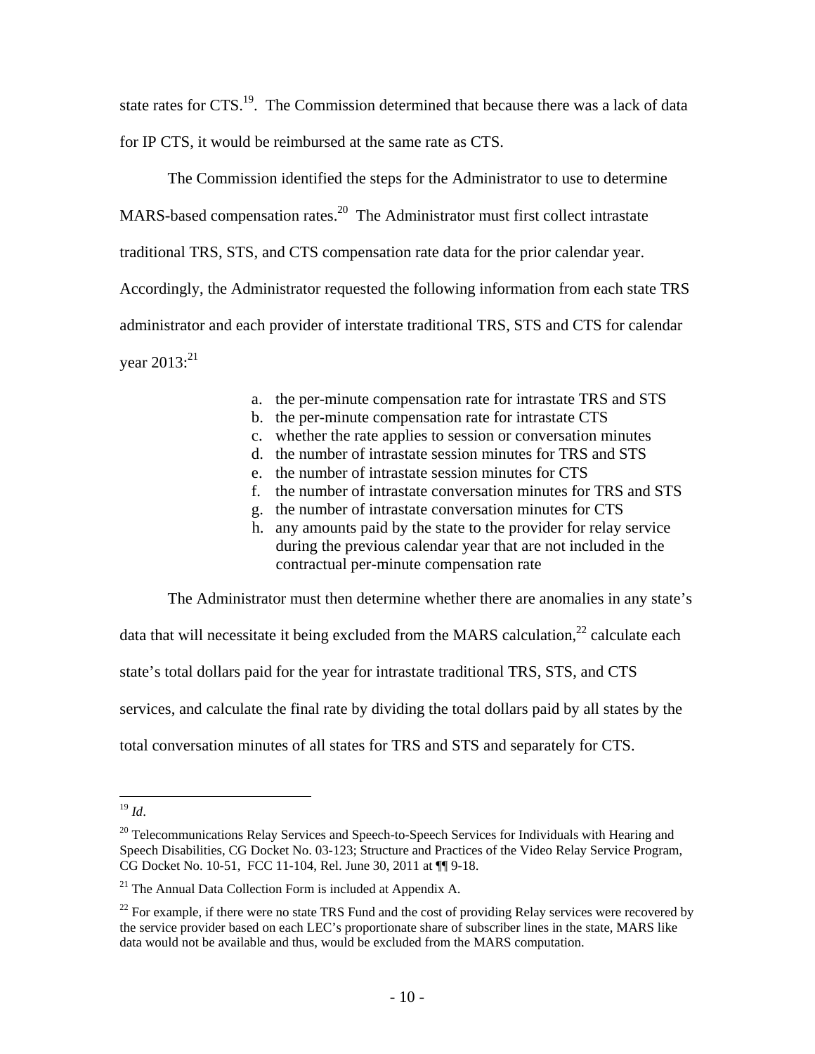state rates for CTS.[19]. The Commission determined that because there was a lack of data for IP CTS, it would be reimbursed at the same rate as CTS.

The Commission identified the steps for the Administrator to use to determine MARS-based compensation rates.[20] The Administrator must first collect intrastate traditional TRS, STS, and CTS compensation rate data for the prior calendar year. Accordingly, the Administrator requested the following information from each state TRS administrator and each provider of interstate traditional TRS, STS and CTS for calendar year 2013:[21]

a. the per-minute compensation rate for intrastate TRS and STS
b. the per-minute compensation rate for intrastate CTS
c. whether the rate applies to session or conversation minutes
d. the number of intrastate session minutes for TRS and STS
e. the number of intrastate session minutes for CTS
f. the number of intrastate conversation minutes for TRS and STS
g. the number of intrastate conversation minutes for CTS
h. any amounts paid by the state to the provider for relay service during the previous calendar year that are not included in the contractual per-minute compensation rate

The Administrator must then determine whether there are anomalies in any state's data that will necessitate it being excluded from the MARS calculation,[22] calculate each state's total dollars paid for the year for intrastate traditional TRS, STS, and CTS services, and calculate the final rate by dividing the total dollars paid by all states by the total conversation minutes of all states for TRS and STS and separately for CTS.

---

[19] *Id*.

[20] Telecommunications Relay Services and Speech-to-Speech Services for Individuals with Hearing and Speech Disabilities, CG Docket No. 03-123; Structure and Practices of the Video Relay Service Program, CG Docket No. 10-51, FCC 11-104, Rel. June 30, 2011 at ¶¶ 9-18.

[21] The Annual Data Collection Form is included at Appendix A.

[22] For example, if there were no state TRS Fund and the cost of providing Relay services were recovered by the service provider based on each LEC's proportionate share of subscriber lines in the state, MARS like data would not be available and thus, would be excluded from the MARS computation.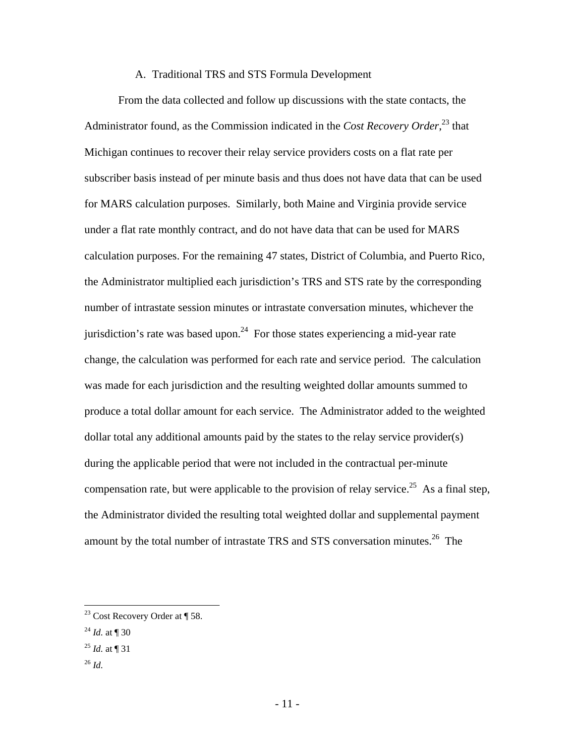### A. Traditional TRS and STS Formula Development

From the data collected and follow up discussions with the state contacts, the Administrator found, as the Commission indicated in the *Cost Recovery Order*,[23] that Michigan continues to recover their relay service providers costs on a flat rate per subscriber basis instead of per minute basis and thus does not have data that can be used for MARS calculation purposes. Similarly, both Maine and Virginia provide service under a flat rate monthly contract, and do not have data that can be used for MARS calculation purposes. For the remaining 47 states, District of Columbia, and Puerto Rico, the Administrator multiplied each jurisdiction's TRS and STS rate by the corresponding number of intrastate session minutes or intrastate conversation minutes, whichever the jurisdiction's rate was based upon.[24] For those states experiencing a mid-year rate change, the calculation was performed for each rate and service period. The calculation was made for each jurisdiction and the resulting weighted dollar amounts summed to produce a total dollar amount for each service. The Administrator added to the weighted dollar total any additional amounts paid by the states to the relay service provider(s) during the applicable period that were not included in the contractual per-minute compensation rate, but were applicable to the provision of relay service.[25] As a final step, the Administrator divided the resulting total weighted dollar and supplemental payment amount by the total number of intrastate TRS and STS conversation minutes.[26] The

---

[23] Cost Recovery Order at ¶ 58.

[24] *Id.* at ¶ 30

[25] *Id.* at ¶ 31

[26] *Id.*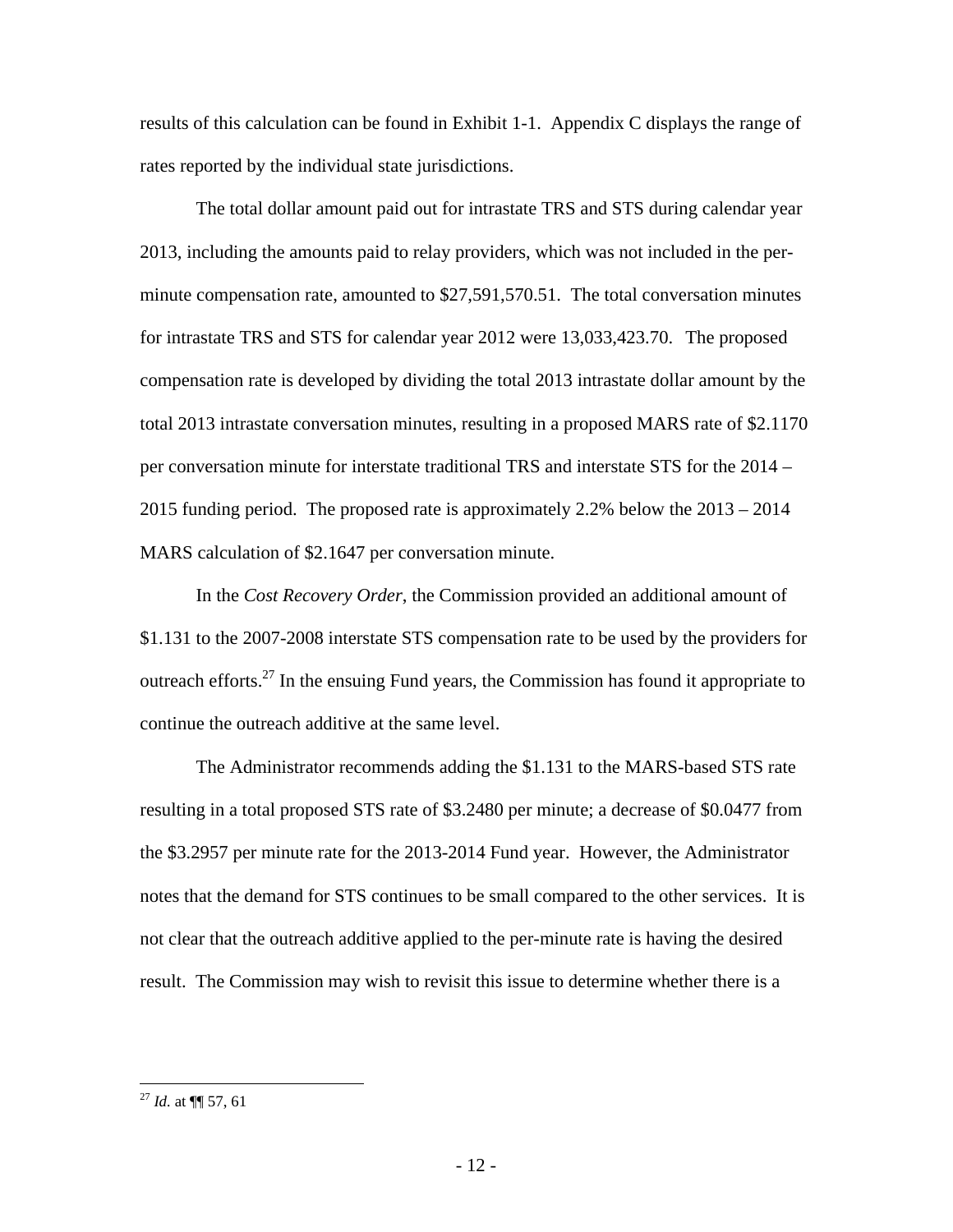results of this calculation can be found in Exhibit 1-1. Appendix C displays the range of rates reported by the individual state jurisdictions.

The total dollar amount paid out for intrastate TRS and STS during calendar year 2013, including the amounts paid to relay providers, which was not included in the per-minute compensation rate, amounted to $27,591,570.51. The total conversation minutes for intrastate TRS and STS for calendar year 2012 were 13,033,423.70. The proposed compensation rate is developed by dividing the total 2013 intrastate dollar amount by the total 2013 intrastate conversation minutes, resulting in a proposed MARS rate of $2.1170 per conversation minute for interstate traditional TRS and interstate STS for the 2014 – 2015 funding period. The proposed rate is approximately 2.2% below the 2013 – 2014 MARS calculation of $2.1647 per conversation minute.

In the *Cost Recovery Order*, the Commission provided an additional amount of $1.131 to the 2007-2008 interstate STS compensation rate to be used by the providers for outreach efforts.[27] In the ensuing Fund years, the Commission has found it appropriate to continue the outreach additive at the same level.

The Administrator recommends adding the $1.131 to the MARS-based STS rate resulting in a total proposed STS rate of $3.2480 per minute; a decrease of $0.0477 from the $3.2957 per minute rate for the 2013-2014 Fund year. However, the Administrator notes that the demand for STS continues to be small compared to the other services. It is not clear that the outreach additive applied to the per-minute rate is having the desired result. The Commission may wish to revisit this issue to determine whether there is a

---

[27] *Id.* at ¶¶ 57, 61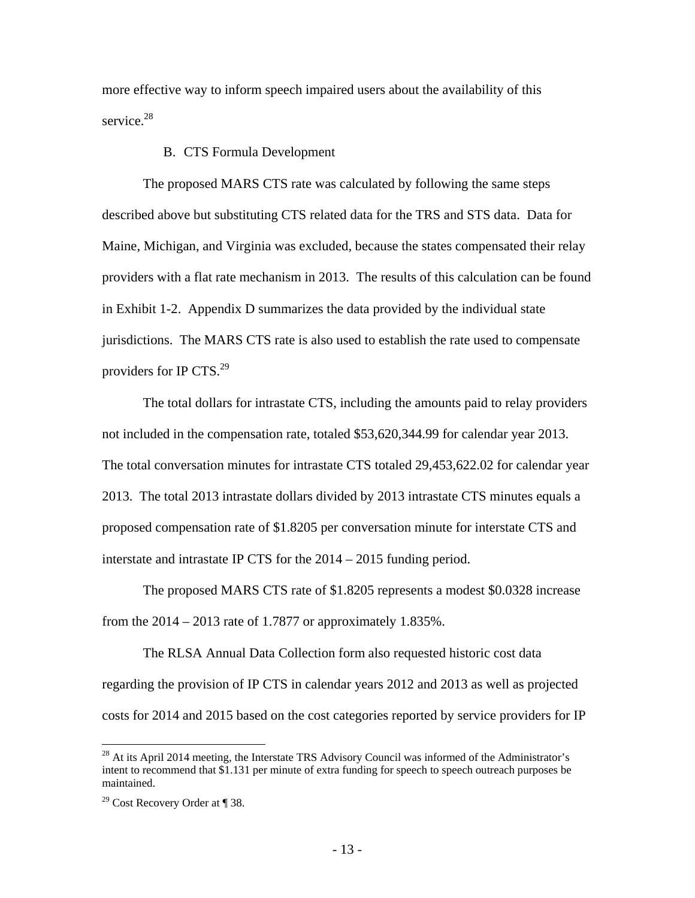more effective way to inform speech impaired users about the availability of this service.[28]

### B. CTS Formula Development

The proposed MARS CTS rate was calculated by following the same steps described above but substituting CTS related data for the TRS and STS data. Data for Maine, Michigan, and Virginia was excluded, because the states compensated their relay providers with a flat rate mechanism in 2013. The results of this calculation can be found in Exhibit 1-2. Appendix D summarizes the data provided by the individual state jurisdictions. The MARS CTS rate is also used to establish the rate used to compensate providers for IP CTS.[29]

The total dollars for intrastate CTS, including the amounts paid to relay providers not included in the compensation rate, totaled $53,620,344.99 for calendar year 2013. The total conversation minutes for intrastate CTS totaled 29,453,622.02 for calendar year 2013. The total 2013 intrastate dollars divided by 2013 intrastate CTS minutes equals a proposed compensation rate of $1.8205 per conversation minute for interstate CTS and interstate and intrastate IP CTS for the 2014 – 2015 funding period.

The proposed MARS CTS rate of $1.8205 represents a modest $0.0328 increase from the 2014 – 2013 rate of 1.7877 or approximately 1.835%.

The RLSA Annual Data Collection form also requested historic cost data regarding the provision of IP CTS in calendar years 2012 and 2013 as well as projected costs for 2014 and 2015 based on the cost categories reported by service providers for IP

---

[28] At its April 2014 meeting, the Interstate TRS Advisory Council was informed of the Administrator's intent to recommend that $1.131 per minute of extra funding for speech to speech outreach purposes be maintained.

[29] Cost Recovery Order at ¶ 38.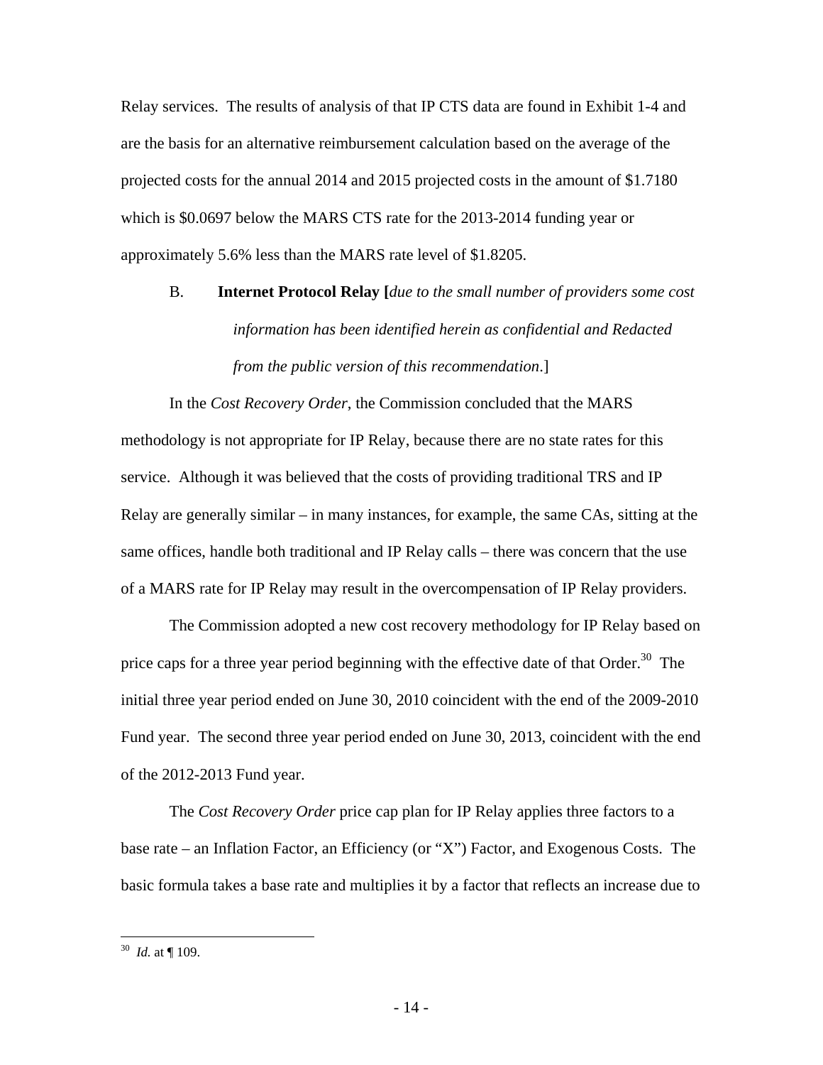Relay services. The results of analysis of that IP CTS data are found in Exhibit 1-4 and are the basis for an alternative reimbursement calculation based on the average of the projected costs for the annual 2014 and 2015 projected costs in the amount of $1.7180 which is $0.0697 below the MARS CTS rate for the 2013-2014 funding year or approximately 5.6% less than the MARS rate level of $1.8205.

### B. Internet Protocol Relay [*due to the small number of providers some cost information has been identified herein as confidential and Redacted from the public version of this recommendation*.]

In the *Cost Recovery Order*, the Commission concluded that the MARS methodology is not appropriate for IP Relay, because there are no state rates for this service. Although it was believed that the costs of providing traditional TRS and IP Relay are generally similar – in many instances, for example, the same CAs, sitting at the same offices, handle both traditional and IP Relay calls – there was concern that the use of a MARS rate for IP Relay may result in the overcompensation of IP Relay providers.

The Commission adopted a new cost recovery methodology for IP Relay based on price caps for a three year period beginning with the effective date of that Order.[30] The initial three year period ended on June 30, 2010 coincident with the end of the 2009-2010 Fund year. The second three year period ended on June 30, 2013, coincident with the end of the 2012-2013 Fund year.

The *Cost Recovery Order* price cap plan for IP Relay applies three factors to a base rate – an Inflation Factor, an Efficiency (or "X") Factor, and Exogenous Costs. The basic formula takes a base rate and multiplies it by a factor that reflects an increase due to

---

[30] *Id.* at ¶ 109.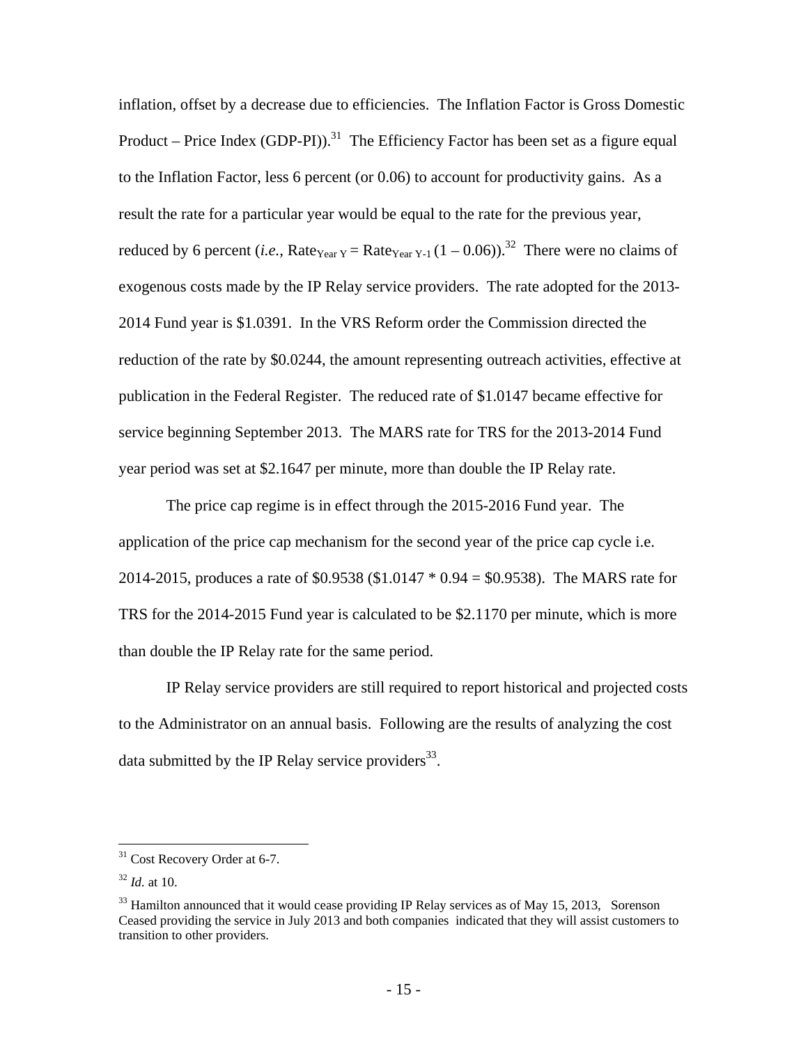inflation, offset by a decrease due to efficiencies. The Inflation Factor is Gross Domestic Product – Price Index (GDP-PI)).[31] The Efficiency Factor has been set as a figure equal to the Inflation Factor, less 6 percent (or 0.06) to account for productivity gains. As a result the rate for a particular year would be equal to the rate for the previous year, reduced by 6 percent (*i.e.*, $\text{Rate}_{\text{Year Y}} = \text{Rate}_{\text{Year Y-1}} (1 - 0.06)$).[32] There were no claims of exogenous costs made by the IP Relay service providers. The rate adopted for the 2013-2014 Fund year is $1.0391. In the VRS Reform order the Commission directed the reduction of the rate by $0.0244, the amount representing outreach activities, effective at publication in the Federal Register. The reduced rate of $1.0147 became effective for service beginning September 2013. The MARS rate for TRS for the 2013-2014 Fund year period was set at $2.1647 per minute, more than double the IP Relay rate.

The price cap regime is in effect through the 2015-2016 Fund year. The application of the price cap mechanism for the second year of the price cap cycle i.e. 2014-2015, produces a rate of $0.9538 ($1.0147 * 0.94 = $0.9538). The MARS rate for TRS for the 2014-2015 Fund year is calculated to be $2.1170 per minute, which is more than double the IP Relay rate for the same period.

IP Relay service providers are still required to report historical and projected costs to the Administrator on an annual basis. Following are the results of analyzing the cost data submitted by the IP Relay service providers[33].

---

[31] Cost Recovery Order at 6-7.

[32] *Id.* at 10.

[33] Hamilton announced that it would cease providing IP Relay services as of May 15, 2013, Sorenson Ceased providing the service in July 2013 and both companies indicated that they will assist customers to transition to other providers.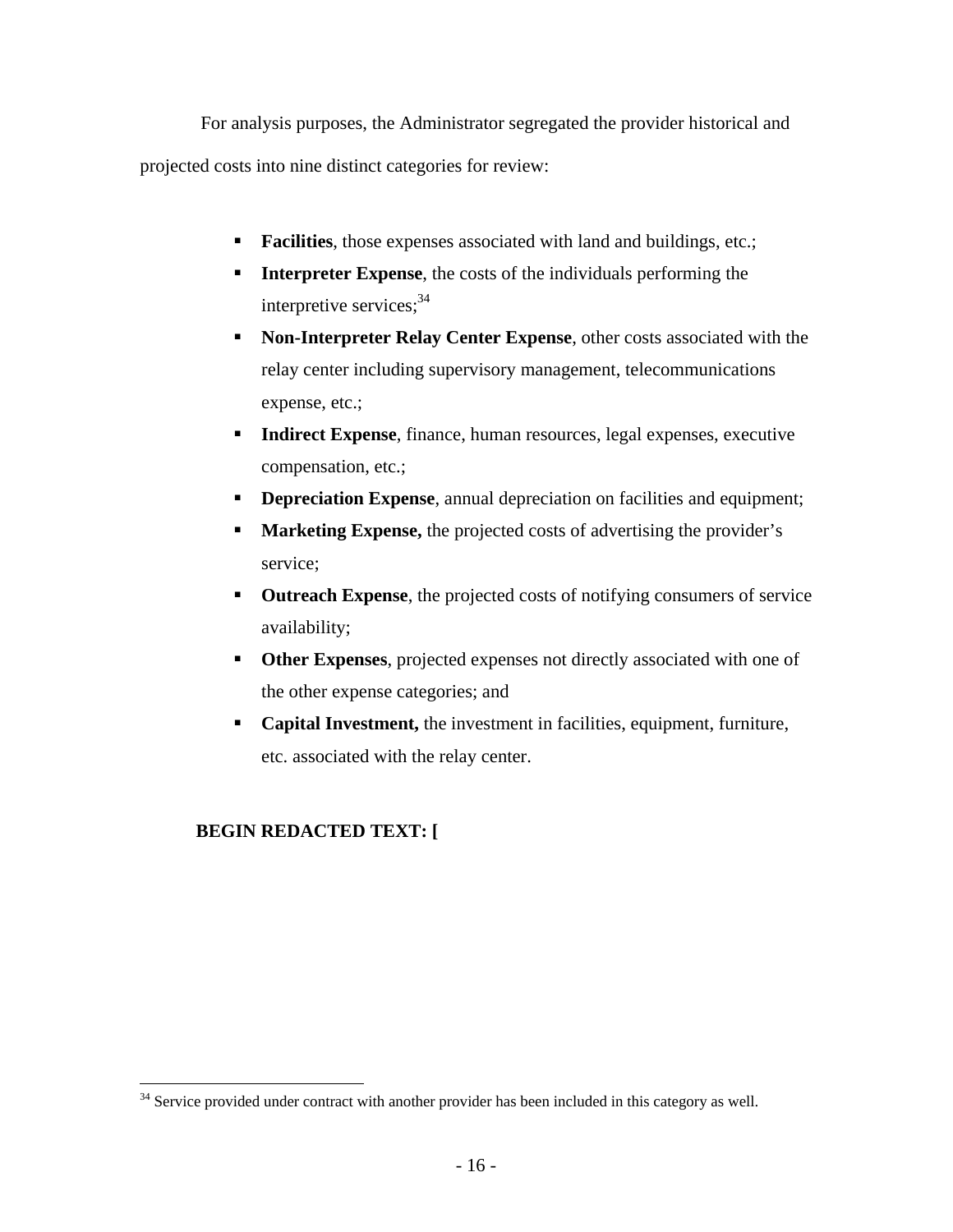For analysis purposes, the Administrator segregated the provider historical and projected costs into nine distinct categories for review:

- **Facilities**, those expenses associated with land and buildings, etc.;
- **Interpreter Expense**, the costs of the individuals performing the interpretive services;[34]
- **Non-Interpreter Relay Center Expense**, other costs associated with the relay center including supervisory management, telecommunications expense, etc.;
- **Indirect Expense**, finance, human resources, legal expenses, executive compensation, etc.;
- **Depreciation Expense**, annual depreciation on facilities and equipment;
- **Marketing Expense,** the projected costs of advertising the provider's service;
- **Outreach Expense**, the projected costs of notifying consumers of service availability;
- **Other Expenses**, projected expenses not directly associated with one of the other expense categories; and
- **Capital Investment,** the investment in facilities, equipment, furniture, etc. associated with the relay center.

**BEGIN REDACTED TEXT: [**

[34] Service provided under contract with another provider has been included in this category as well.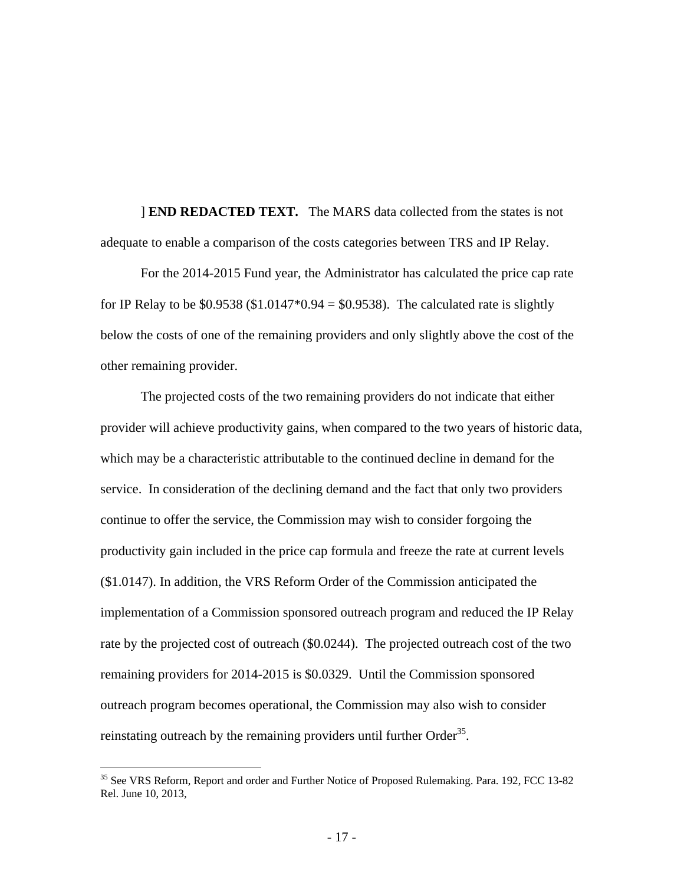] **END REDACTED TEXT.** The MARS data collected from the states is not adequate to enable a comparison of the costs categories between TRS and IP Relay.

For the 2014-2015 Fund year, the Administrator has calculated the price cap rate for IP Relay to be $0.9538 ($1.0147*0.94 = $0.9538). The calculated rate is slightly below the costs of one of the remaining providers and only slightly above the cost of the other remaining provider.

The projected costs of the two remaining providers do not indicate that either provider will achieve productivity gains, when compared to the two years of historic data, which may be a characteristic attributable to the continued decline in demand for the service. In consideration of the declining demand and the fact that only two providers continue to offer the service, the Commission may wish to consider forgoing the productivity gain included in the price cap formula and freeze the rate at current levels ($1.0147). In addition, the VRS Reform Order of the Commission anticipated the implementation of a Commission sponsored outreach program and reduced the IP Relay rate by the projected cost of outreach ($0.0244). The projected outreach cost of the two remaining providers for 2014-2015 is $0.0329. Until the Commission sponsored outreach program becomes operational, the Commission may also wish to consider reinstating outreach by the remaining providers until further Order[35].

---

[35] See VRS Reform, Report and order and Further Notice of Proposed Rulemaking. Para. 192, FCC 13-82 Rel. June 10, 2013,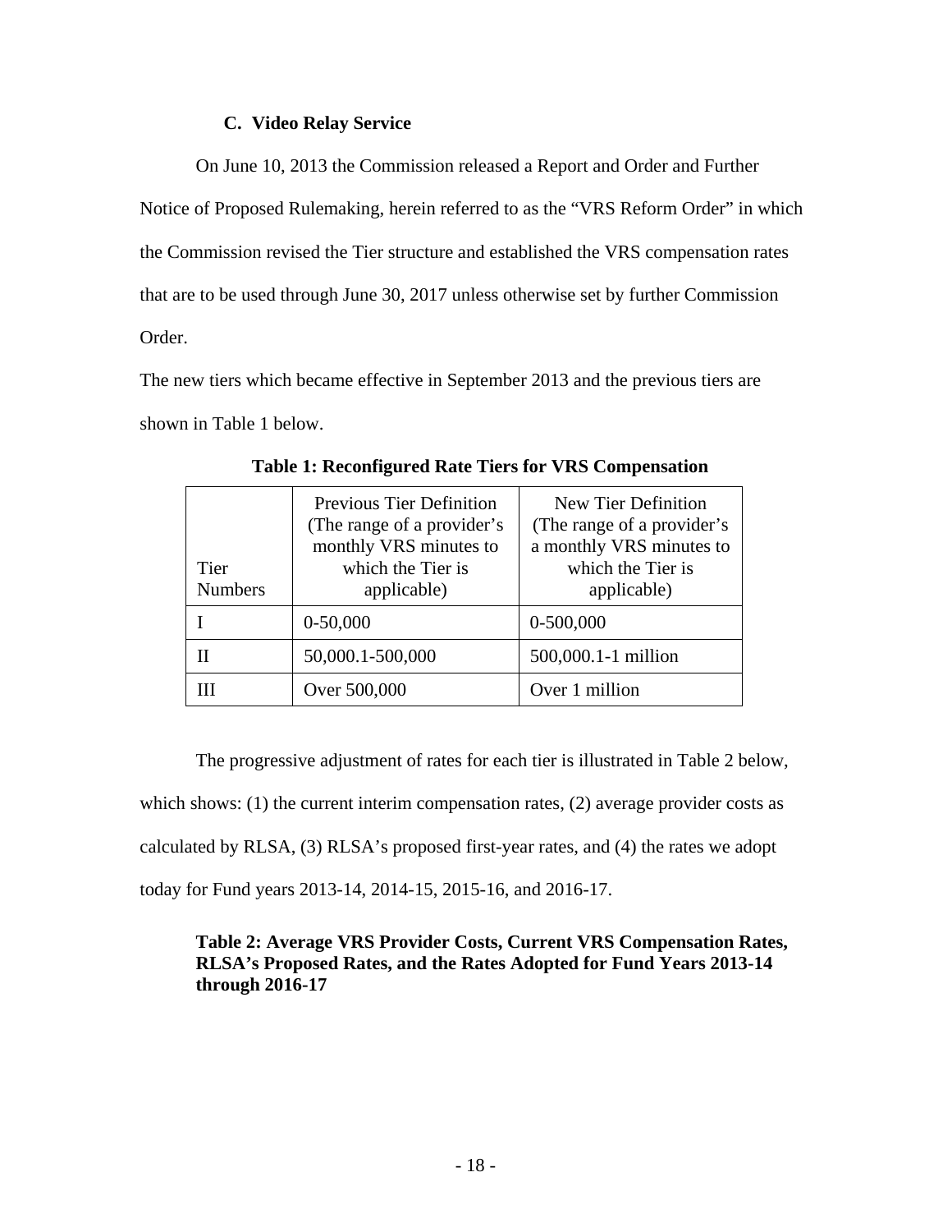### C. Video Relay Service

On June 10, 2013 the Commission released a Report and Order and Further Notice of Proposed Rulemaking, herein referred to as the "VRS Reform Order" in which the Commission revised the Tier structure and established the VRS compensation rates that are to be used through June 30, 2017 unless otherwise set by further Commission Order.

The new tiers which became effective in September 2013 and the previous tiers are shown in Table 1 below.

**Table 1: Reconfigured Rate Tiers for VRS Compensation**

| Tier Numbers | Previous Tier Definition (The range of a provider's monthly VRS minutes to which the Tier is applicable) | New Tier Definition (The range of a provider's a monthly VRS minutes to which the Tier is applicable) |
|---|---|---|
| I | 0-50,000 | 0-500,000 |
| II | 50,000.1-500,000 | 500,000.1-1 million |
| III | Over 500,000 | Over 1 million |

The progressive adjustment of rates for each tier is illustrated in Table 2 below, which shows: (1) the current interim compensation rates, (2) average provider costs as calculated by RLSA, (3) RLSA's proposed first-year rates, and (4) the rates we adopt today for Fund years 2013-14, 2014-15, 2015-16, and 2016-17.

**Table 2: Average VRS Provider Costs, Current VRS Compensation Rates, RLSA's Proposed Rates, and the Rates Adopted for Fund Years 2013-14 through 2016-17**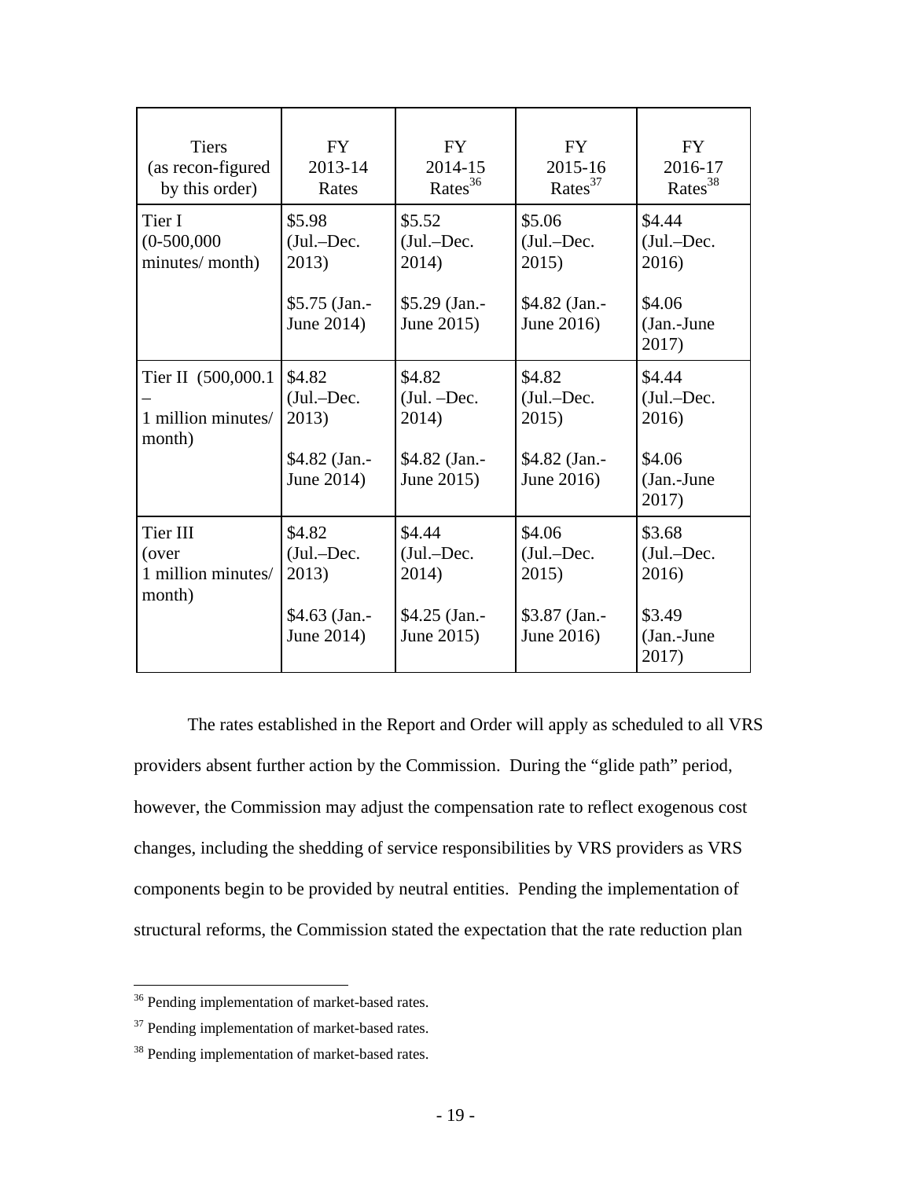| Tiers (as recon-figured by this order) | FY 2013-14 Rates | FY 2014-15 Rates[36] | FY 2015-16 Rates[37] | FY 2016-17 Rates[38] |
|---|---|---|---|---|
| Tier I (0-500,000 minutes/ month) | $5.98 (Jul.–Dec. 2013)<br><br>$5.75 (Jan.-June 2014) | $5.52 (Jul.–Dec. 2014)<br><br>$5.29 (Jan.-June 2015) | $5.06 (Jul.–Dec. 2015)<br><br>$4.82 (Jan.-June 2016) | $4.44 (Jul.–Dec. 2016)<br><br>$4.06 (Jan.-June 2017) |
| Tier II (500,000.1 – 1 million minutes/ month) | $4.82 (Jul.–Dec. 2013)<br><br>$4.82 (Jan.-June 2014) | $4.82 (Jul. –Dec. 2014)<br><br>$4.82 (Jan.-June 2015) | $4.82 (Jul.–Dec. 2015)<br><br>$4.82 (Jan.-June 2016) | $4.44 (Jul.–Dec. 2016)<br><br>$4.06 (Jan.-June 2017) |
| Tier III (over 1 million minutes/ month) | $4.82 (Jul.–Dec. 2013)<br><br>$4.63 (Jan.-June 2014) | $4.44 (Jul.–Dec. 2014)<br><br>$4.25 (Jan.-June 2015) | $4.06 (Jul.–Dec. 2015)<br><br>$3.87 (Jan.-June 2016) | $3.68 (Jul.–Dec. 2016)<br><br>$3.49 (Jan.-June 2017) |

The rates established in the Report and Order will apply as scheduled to all VRS providers absent further action by the Commission. During the "glide path" period, however, the Commission may adjust the compensation rate to reflect exogenous cost changes, including the shedding of service responsibilities by VRS providers as VRS components begin to be provided by neutral entities. Pending the implementation of structural reforms, the Commission stated the expectation that the rate reduction plan

[36] Pending implementation of market-based rates.

[37] Pending implementation of market-based rates.

[38] Pending implementation of market-based rates.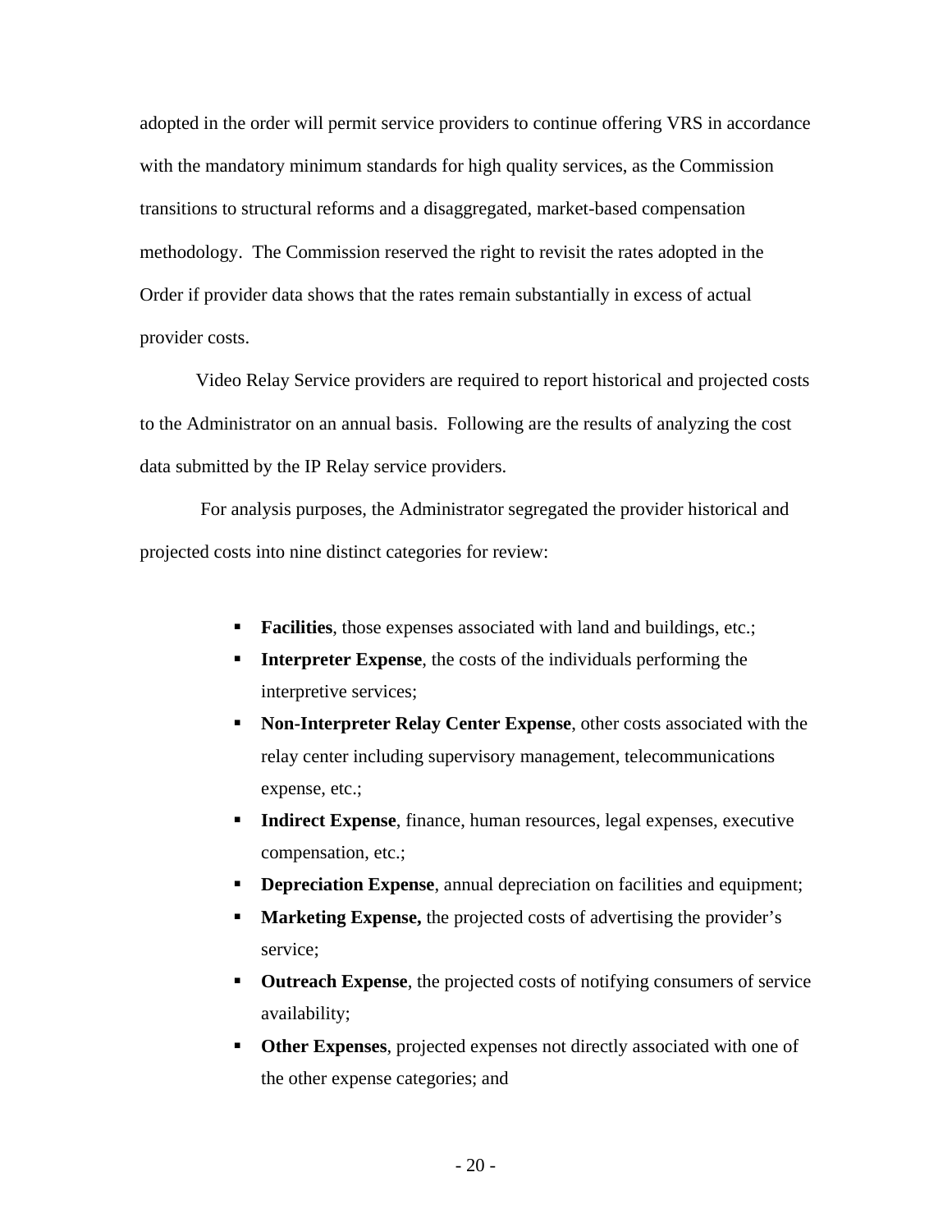adopted in the order will permit service providers to continue offering VRS in accordance with the mandatory minimum standards for high quality services, as the Commission transitions to structural reforms and a disaggregated, market-based compensation methodology. The Commission reserved the right to revisit the rates adopted in the Order if provider data shows that the rates remain substantially in excess of actual provider costs.

Video Relay Service providers are required to report historical and projected costs to the Administrator on an annual basis. Following are the results of analyzing the cost data submitted by the IP Relay service providers.

For analysis purposes, the Administrator segregated the provider historical and projected costs into nine distinct categories for review:

- **Facilities**, those expenses associated with land and buildings, etc.;
- **Interpreter Expense**, the costs of the individuals performing the interpretive services;
- **Non-Interpreter Relay Center Expense**, other costs associated with the relay center including supervisory management, telecommunications expense, etc.;
- **Indirect Expense**, finance, human resources, legal expenses, executive compensation, etc.;
- **Depreciation Expense**, annual depreciation on facilities and equipment;
- **Marketing Expense,** the projected costs of advertising the provider's service;
- **Outreach Expense**, the projected costs of notifying consumers of service availability;
- **Other Expenses**, projected expenses not directly associated with one of the other expense categories; and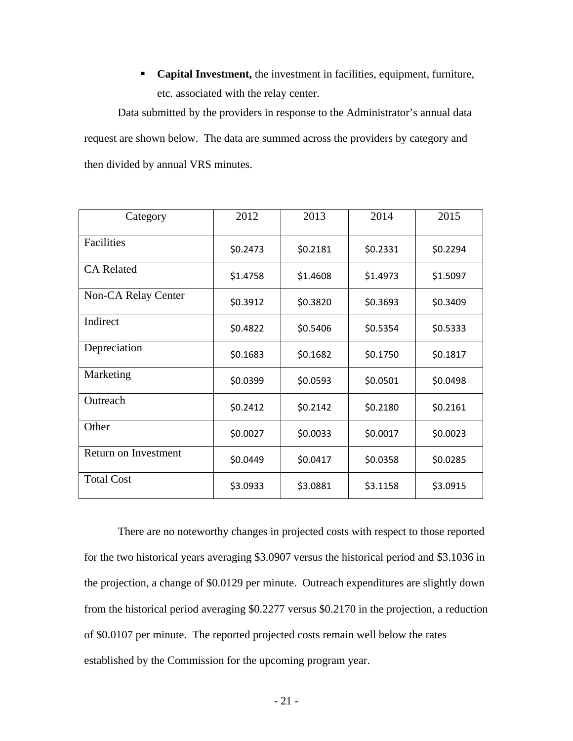- **Capital Investment,** the investment in facilities, equipment, furniture, etc. associated with the relay center.

Data submitted by the providers in response to the Administrator's annual data request are shown below. The data are summed across the providers by category and then divided by annual VRS minutes.

| Category | 2012 | 2013 | 2014 | 2015 |
|---|---|---|---|---|
| Facilities | $0.2473 | $0.2181 | $0.2331 | $0.2294 |
| CA Related | $1.4758 | $1.4608 | $1.4973 | $1.5097 |
| Non-CA Relay Center | $0.3912 | $0.3820 | $0.3693 | $0.3409 |
| Indirect | $0.4822 | $0.5406 | $0.5354 | $0.5333 |
| Depreciation | $0.1683 | $0.1682 | $0.1750 | $0.1817 |
| Marketing | $0.0399 | $0.0593 | $0.0501 | $0.0498 |
| Outreach | $0.2412 | $0.2142 | $0.2180 | $0.2161 |
| Other | $0.0027 | $0.0033 | $0.0017 | $0.0023 |
| Return on Investment | $0.0449 | $0.0417 | $0.0358 | $0.0285 |
| Total Cost | $3.0933 | $3.0881 | $3.1158 | $3.0915 |

There are no noteworthy changes in projected costs with respect to those reported for the two historical years averaging $3.0907 versus the historical period and $3.1036 in the projection, a change of $0.0129 per minute. Outreach expenditures are slightly down from the historical period averaging $0.2277 versus $0.2170 in the projection, a reduction of $0.0107 per minute. The reported projected costs remain well below the rates established by the Commission for the upcoming program year.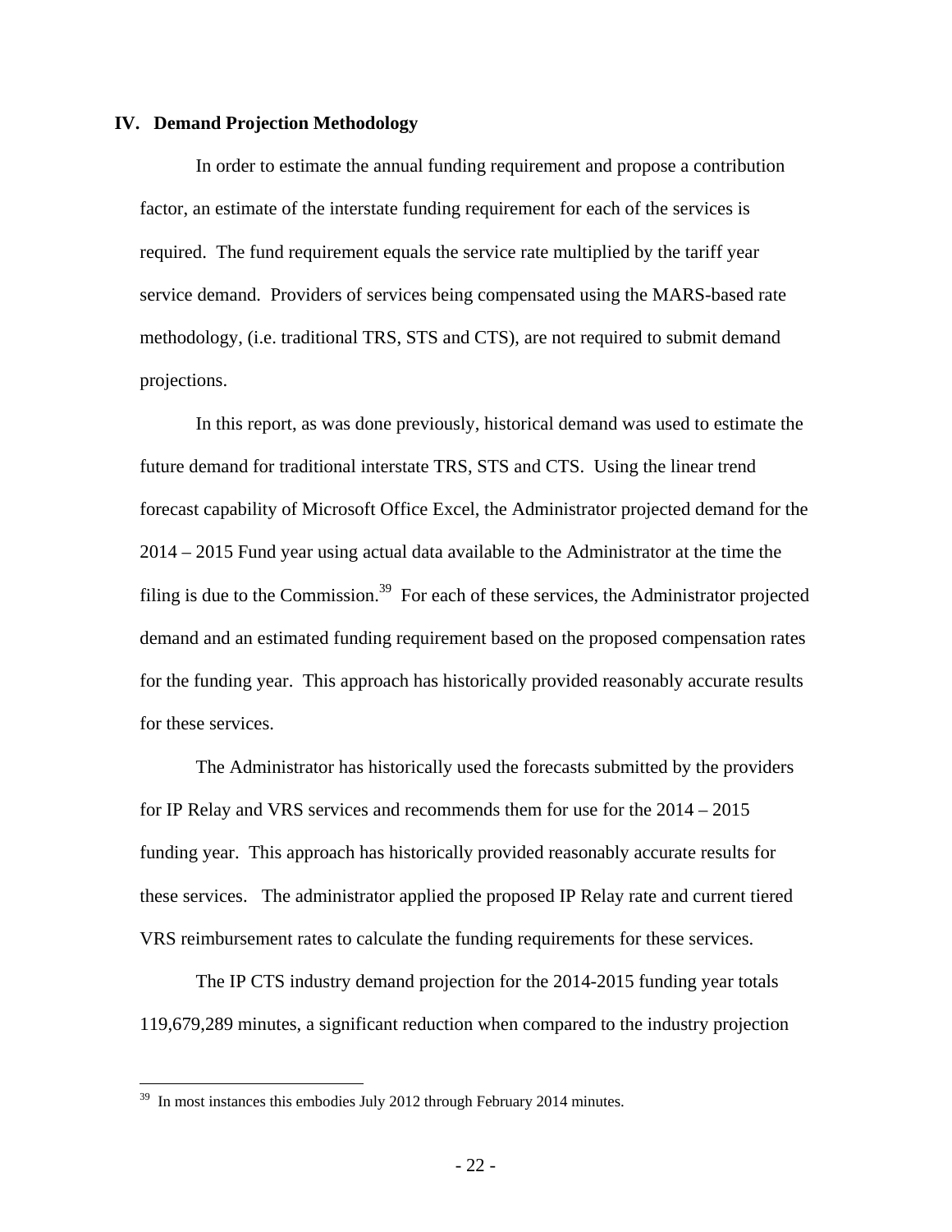## IV. Demand Projection Methodology

In order to estimate the annual funding requirement and propose a contribution factor, an estimate of the interstate funding requirement for each of the services is required. The fund requirement equals the service rate multiplied by the tariff year service demand. Providers of services being compensated using the MARS-based rate methodology, (i.e. traditional TRS, STS and CTS), are not required to submit demand projections.

In this report, as was done previously, historical demand was used to estimate the future demand for traditional interstate TRS, STS and CTS. Using the linear trend forecast capability of Microsoft Office Excel, the Administrator projected demand for the 2014 – 2015 Fund year using actual data available to the Administrator at the time the filing is due to the Commission.[39] For each of these services, the Administrator projected demand and an estimated funding requirement based on the proposed compensation rates for the funding year. This approach has historically provided reasonably accurate results for these services.

The Administrator has historically used the forecasts submitted by the providers for IP Relay and VRS services and recommends them for use for the 2014 – 2015 funding year. This approach has historically provided reasonably accurate results for these services. The administrator applied the proposed IP Relay rate and current tiered VRS reimbursement rates to calculate the funding requirements for these services.

The IP CTS industry demand projection for the 2014-2015 funding year totals 119,679,289 minutes, a significant reduction when compared to the industry projection

---

[39] In most instances this embodies July 2012 through February 2014 minutes.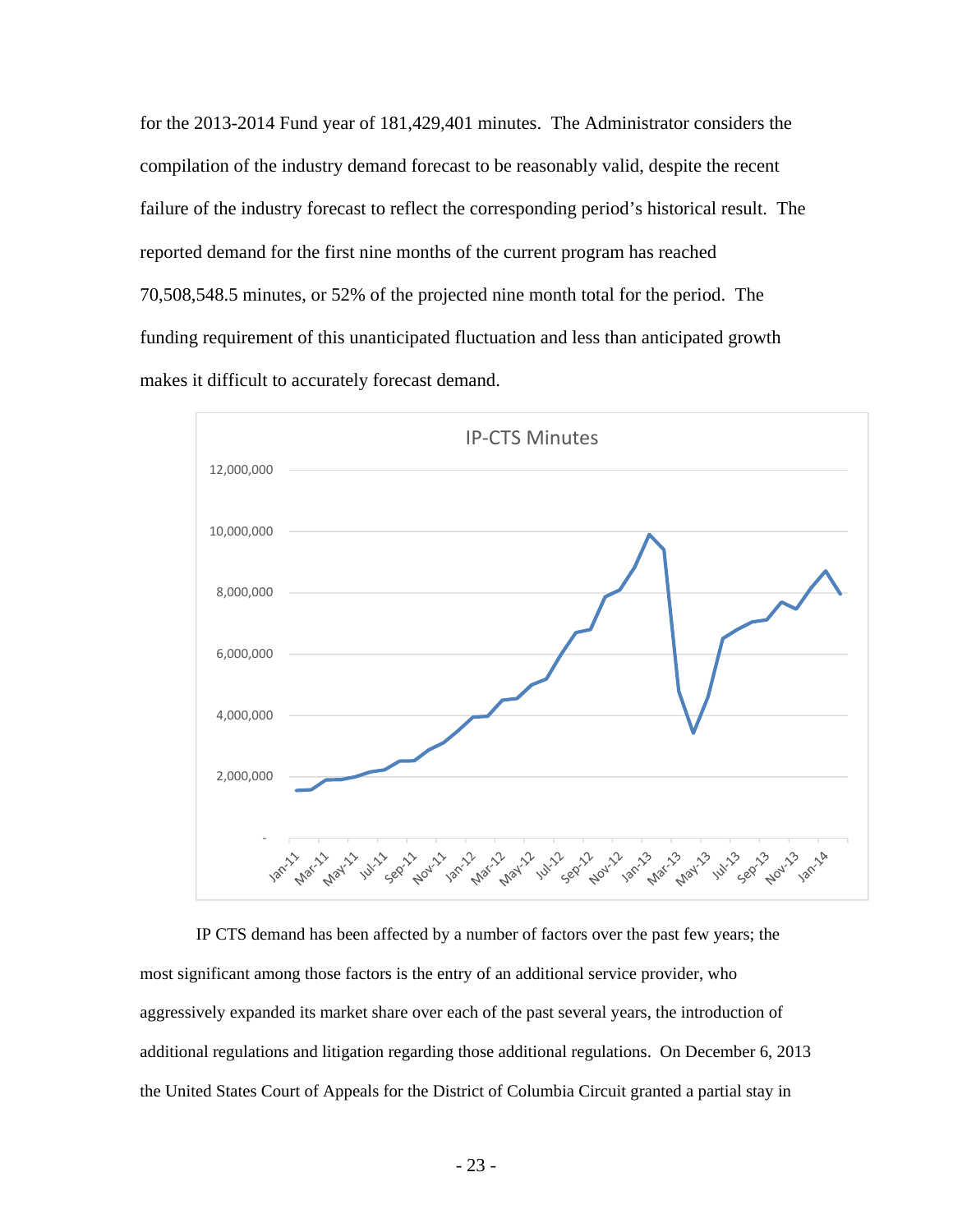for the 2013-2014 Fund year of 181,429,401 minutes. The Administrator considers the compilation of the industry demand forecast to be reasonably valid, despite the recent failure of the industry forecast to reflect the corresponding period's historical result. The reported demand for the first nine months of the current program has reached 70,508,548.5 minutes, or 52% of the projected nine month total for the period. The funding requirement of this unanticipated fluctuation and less than anticipated growth makes it difficult to accurately forecast demand.

IP CTS demand has been affected by a number of factors over the past few years; the most significant among those factors is the entry of an additional service provider, who aggressively expanded its market share over each of the past several years, the introduction of additional regulations and litigation regarding those additional regulations. On December 6, 2013 the United States Court of Appeals for the District of Columbia Circuit granted a partial stay in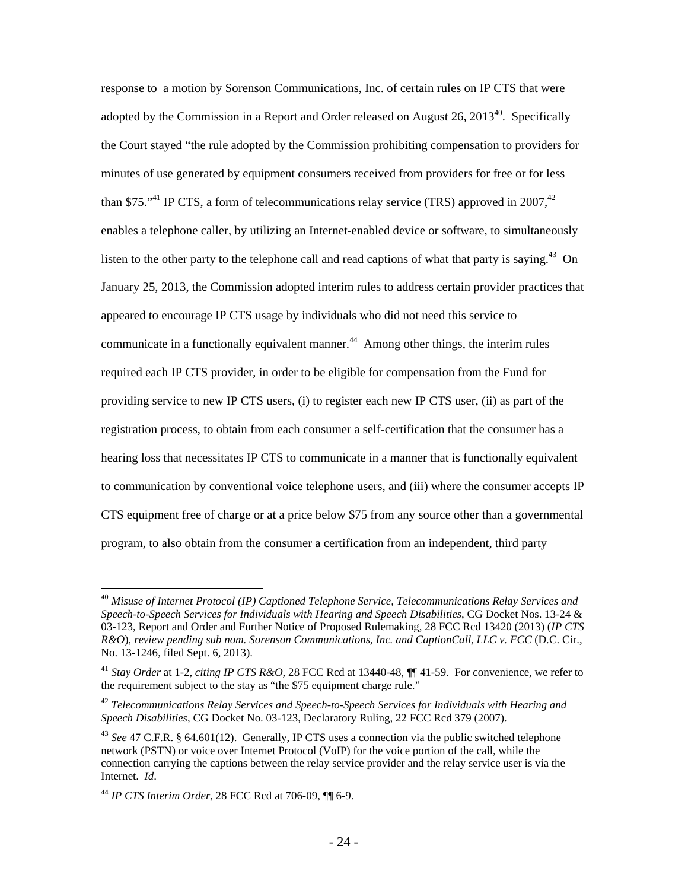response to a motion by Sorenson Communications, Inc. of certain rules on IP CTS that were adopted by the Commission in a Report and Order released on August 26, 2013[40]. Specifically the Court stayed "the rule adopted by the Commission prohibiting compensation to providers for minutes of use generated by equipment consumers received from providers for free or for less than $75."[41] IP CTS, a form of telecommunications relay service (TRS) approved in 2007,[42] enables a telephone caller, by utilizing an Internet-enabled device or software, to simultaneously listen to the other party to the telephone call and read captions of what that party is saying.[43] On January 25, 2013, the Commission adopted interim rules to address certain provider practices that appeared to encourage IP CTS usage by individuals who did not need this service to communicate in a functionally equivalent manner.[44] Among other things, the interim rules required each IP CTS provider, in order to be eligible for compensation from the Fund for providing service to new IP CTS users, (i) to register each new IP CTS user, (ii) as part of the registration process, to obtain from each consumer a self-certification that the consumer has a hearing loss that necessitates IP CTS to communicate in a manner that is functionally equivalent to communication by conventional voice telephone users, and (iii) where the consumer accepts IP CTS equipment free of charge or at a price below $75 from any source other than a governmental program, to also obtain from the consumer a certification from an independent, third party

---

[40] *Misuse of Internet Protocol (IP) Captioned Telephone Service, Telecommunications Relay Services and Speech-to-Speech Services for Individuals with Hearing and Speech Disabilities*, CG Docket Nos. 13-24 & 03-123, Report and Order and Further Notice of Proposed Rulemaking, 28 FCC Rcd 13420 (2013) (*IP CTS R&O*), *review pending sub nom. Sorenson Communications, Inc. and CaptionCall, LLC v. FCC* (D.C. Cir., No. 13-1246, filed Sept. 6, 2013).

[41] *Stay Order* at 1-2, *citing IP CTS R&O,* 28 FCC Rcd at 13440-48, ¶¶ 41-59. For convenience, we refer to the requirement subject to the stay as "the $75 equipment charge rule."

[42] *Telecommunications Relay Services and Speech-to-Speech Services for Individuals with Hearing and Speech Disabilities*, CG Docket No. 03-123, Declaratory Ruling, 22 FCC Rcd 379 (2007).

[43] *See* 47 C.F.R. § 64.601(12). Generally, IP CTS uses a connection via the public switched telephone network (PSTN) or voice over Internet Protocol (VoIP) for the voice portion of the call, while the connection carrying the captions between the relay service provider and the relay service user is via the Internet. *Id*.

[44] *IP CTS Interim Order*, 28 FCC Rcd at 706-09, ¶¶ 6-9.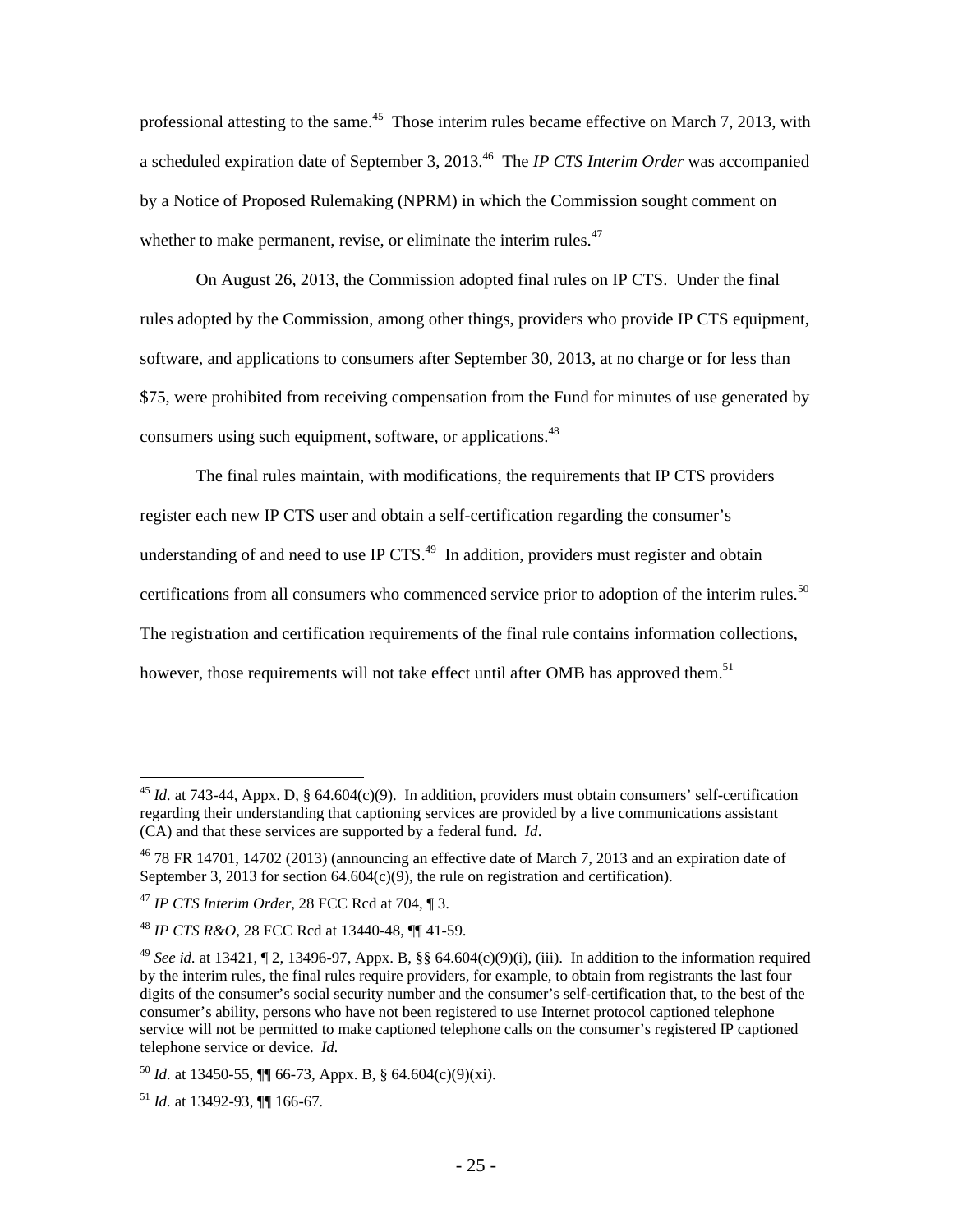professional attesting to the same.[45] Those interim rules became effective on March 7, 2013, with a scheduled expiration date of September 3, 2013.[46] The *IP CTS Interim Order* was accompanied by a Notice of Proposed Rulemaking (NPRM) in which the Commission sought comment on whether to make permanent, revise, or eliminate the interim rules.[47]

On August 26, 2013, the Commission adopted final rules on IP CTS. Under the final rules adopted by the Commission, among other things, providers who provide IP CTS equipment, software, and applications to consumers after September 30, 2013, at no charge or for less than $75, were prohibited from receiving compensation from the Fund for minutes of use generated by consumers using such equipment, software, or applications.[48]

The final rules maintain, with modifications, the requirements that IP CTS providers register each new IP CTS user and obtain a self-certification regarding the consumer's understanding of and need to use IP CTS.[49] In addition, providers must register and obtain certifications from all consumers who commenced service prior to adoption of the interim rules.[50] The registration and certification requirements of the final rule contains information collections, however, those requirements will not take effect until after OMB has approved them.[51]

---

[45] *Id.* at 743-44, Appx. D, § 64.604(c)(9). In addition, providers must obtain consumers' self-certification regarding their understanding that captioning services are provided by a live communications assistant (CA) and that these services are supported by a federal fund. *Id*.

[46] 78 FR 14701, 14702 (2013) (announcing an effective date of March 7, 2013 and an expiration date of September 3, 2013 for section 64.604(c)(9), the rule on registration and certification).

[47] *IP CTS Interim Order*, 28 FCC Rcd at 704, ¶ 3.

[48] *IP CTS R&O*, 28 FCC Rcd at 13440-48, ¶¶ 41-59.

[49] *See id.* at 13421, ¶ 2, 13496-97, Appx. B, §§ 64.604(c)(9)(i), (iii). In addition to the information required by the interim rules, the final rules require providers, for example, to obtain from registrants the last four digits of the consumer's social security number and the consumer's self-certification that, to the best of the consumer's ability, persons who have not been registered to use Internet protocol captioned telephone service will not be permitted to make captioned telephone calls on the consumer's registered IP captioned telephone service or device. *Id.*

[50] *Id.* at 13450-55, ¶¶ 66-73, Appx. B, § 64.604(c)(9)(xi).

[51] *Id.* at 13492-93, ¶¶ 166-67.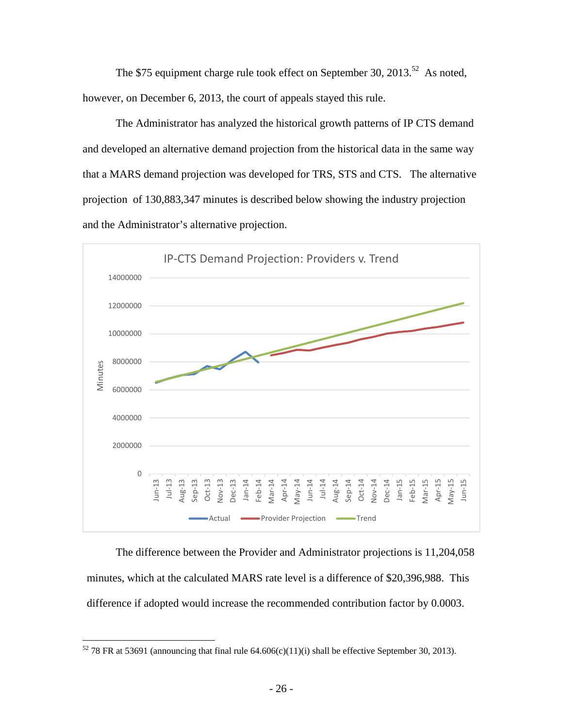The $75 equipment charge rule took effect on September 30, 2013.[52] As noted, however, on December 6, 2013, the court of appeals stayed this rule.

The Administrator has analyzed the historical growth patterns of IP CTS demand and developed an alternative demand projection from the historical data in the same way that a MARS demand projection was developed for TRS, STS and CTS. The alternative projection of 130,883,347 minutes is described below showing the industry projection and the Administrator's alternative projection.

IP-CTS Demand Projection: Providers v. Trend

The difference between the Provider and Administrator projections is 11,204,058 minutes, which at the calculated MARS rate level is a difference of $20,396,988. This difference if adopted would increase the recommended contribution factor by 0.0003.

---

[52] 78 FR at 53691 (announcing that final rule 64.606(c)(11)(i) shall be effective September 30, 2013).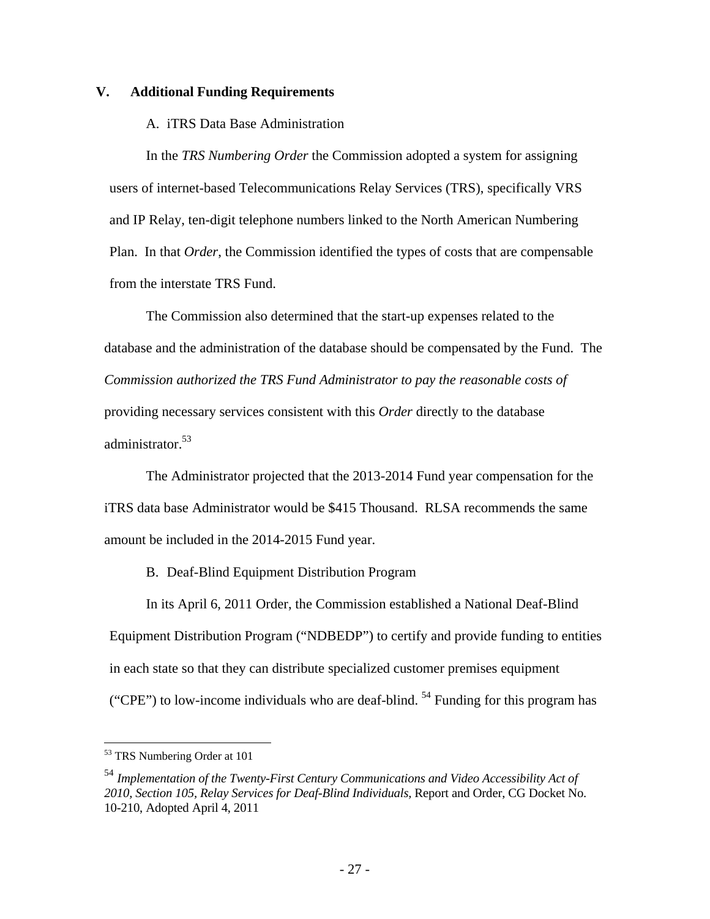## V. Additional Funding Requirements

### A. iTRS Data Base Administration

In the *TRS Numbering Order* the Commission adopted a system for assigning users of internet-based Telecommunications Relay Services (TRS), specifically VRS and IP Relay, ten-digit telephone numbers linked to the North American Numbering Plan. In that *Order*, the Commission identified the types of costs that are compensable from the interstate TRS Fund.

The Commission also determined that the start-up expenses related to the database and the administration of the database should be compensated by the Fund. The *Commission authorized the TRS Fund Administrator to pay the reasonable costs of* providing necessary services consistent with this *Order* directly to the database administrator.[53]

The Administrator projected that the 2013-2014 Fund year compensation for the iTRS data base Administrator would be $415 Thousand. RLSA recommends the same amount be included in the 2014-2015 Fund year.

### B. Deaf-Blind Equipment Distribution Program

In its April 6, 2011 Order, the Commission established a National Deaf-Blind Equipment Distribution Program ("NDBEDP") to certify and provide funding to entities in each state so that they can distribute specialized customer premises equipment ("CPE") to low-income individuals who are deaf-blind. [54] Funding for this program has

---

[53] TRS Numbering Order at 101

[54] *Implementation of the Twenty-First Century Communications and Video Accessibility Act of 2010, Section 105, Relay Services for Deaf-Blind Individuals,* Report and Order, CG Docket No. 10-210, Adopted April 4, 2011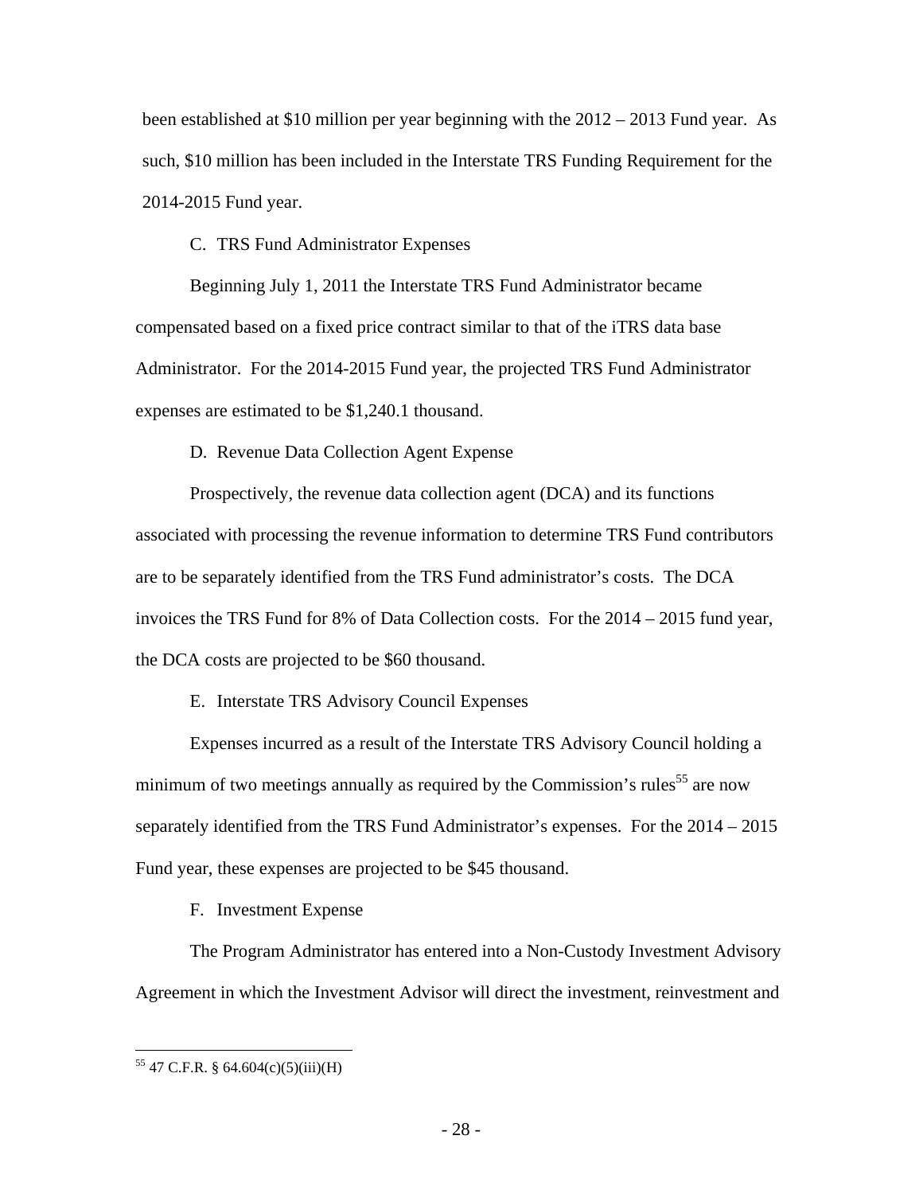been established at $10 million per year beginning with the 2012 – 2013 Fund year. As such, $10 million has been included in the Interstate TRS Funding Requirement for the 2014-2015 Fund year.

C. TRS Fund Administrator Expenses

Beginning July 1, 2011 the Interstate TRS Fund Administrator became compensated based on a fixed price contract similar to that of the iTRS data base Administrator. For the 2014-2015 Fund year, the projected TRS Fund Administrator expenses are estimated to be $1,240.1 thousand.

D. Revenue Data Collection Agent Expense

Prospectively, the revenue data collection agent (DCA) and its functions associated with processing the revenue information to determine TRS Fund contributors are to be separately identified from the TRS Fund administrator's costs. The DCA invoices the TRS Fund for 8% of Data Collection costs. For the 2014 – 2015 fund year, the DCA costs are projected to be $60 thousand.

E. Interstate TRS Advisory Council Expenses

Expenses incurred as a result of the Interstate TRS Advisory Council holding a minimum of two meetings annually as required by the Commission's rules[55] are now separately identified from the TRS Fund Administrator's expenses. For the 2014 – 2015 Fund year, these expenses are projected to be $45 thousand.

F. Investment Expense

The Program Administrator has entered into a Non-Custody Investment Advisory Agreement in which the Investment Advisor will direct the investment, reinvestment and

[55] 47 C.F.R. § 64.604(c)(5)(iii)(H)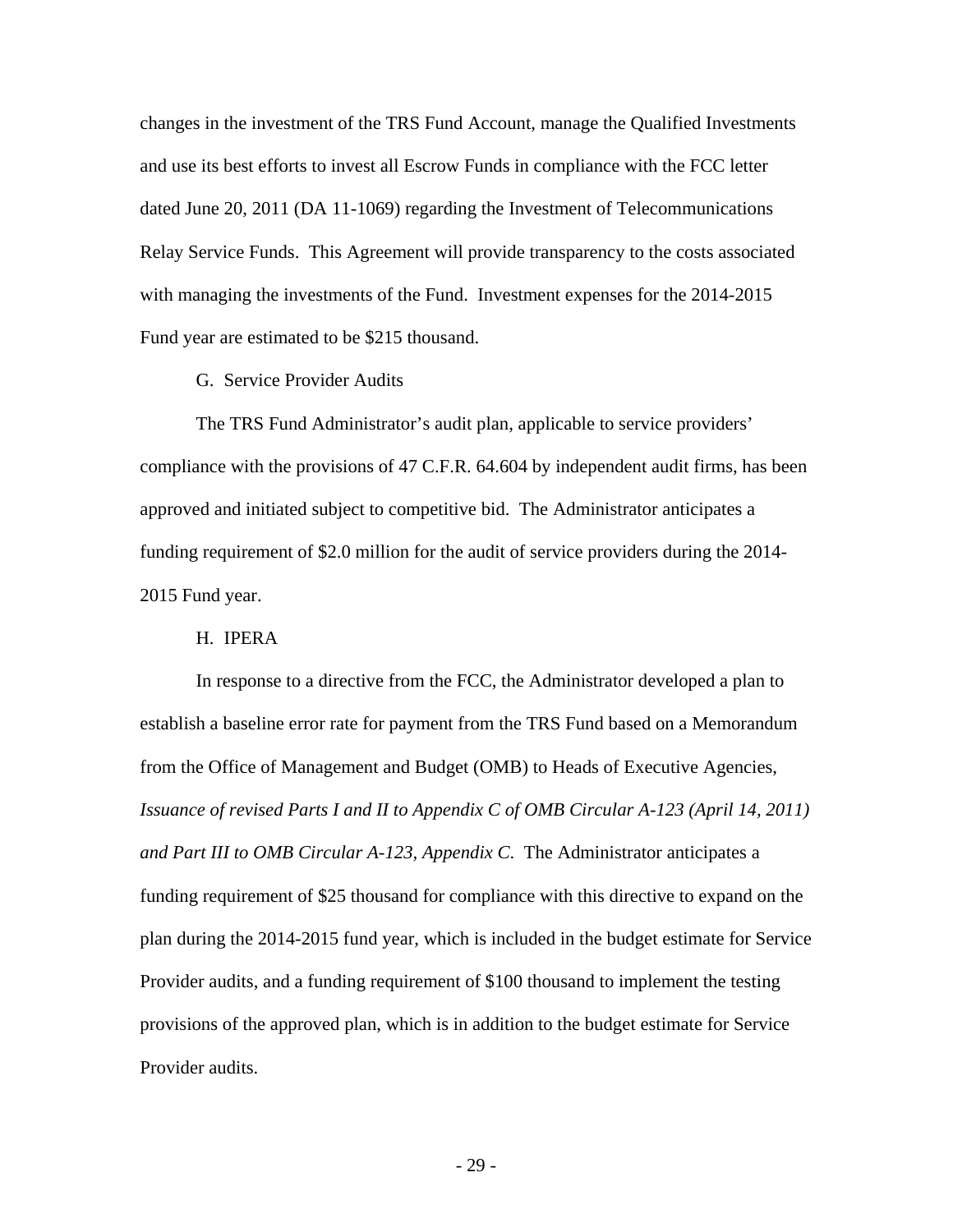changes in the investment of the TRS Fund Account, manage the Qualified Investments and use its best efforts to invest all Escrow Funds in compliance with the FCC letter dated June 20, 2011 (DA 11-1069) regarding the Investment of Telecommunications Relay Service Funds. This Agreement will provide transparency to the costs associated with managing the investments of the Fund. Investment expenses for the 2014-2015 Fund year are estimated to be $215 thousand.

### G. Service Provider Audits

The TRS Fund Administrator's audit plan, applicable to service providers' compliance with the provisions of 47 C.F.R. 64.604 by independent audit firms, has been approved and initiated subject to competitive bid. The Administrator anticipates a funding requirement of $2.0 million for the audit of service providers during the 2014-2015 Fund year.

### H. IPERA

In response to a directive from the FCC, the Administrator developed a plan to establish a baseline error rate for payment from the TRS Fund based on a Memorandum from the Office of Management and Budget (OMB) to Heads of Executive Agencies, *Issuance of revised Parts I and II to Appendix C of OMB Circular A-123 (April 14, 2011) and Part III to OMB Circular A-123, Appendix C.* The Administrator anticipates a funding requirement of $25 thousand for compliance with this directive to expand on the plan during the 2014-2015 fund year, which is included in the budget estimate for Service Provider audits, and a funding requirement of $100 thousand to implement the testing provisions of the approved plan, which is in addition to the budget estimate for Service Provider audits.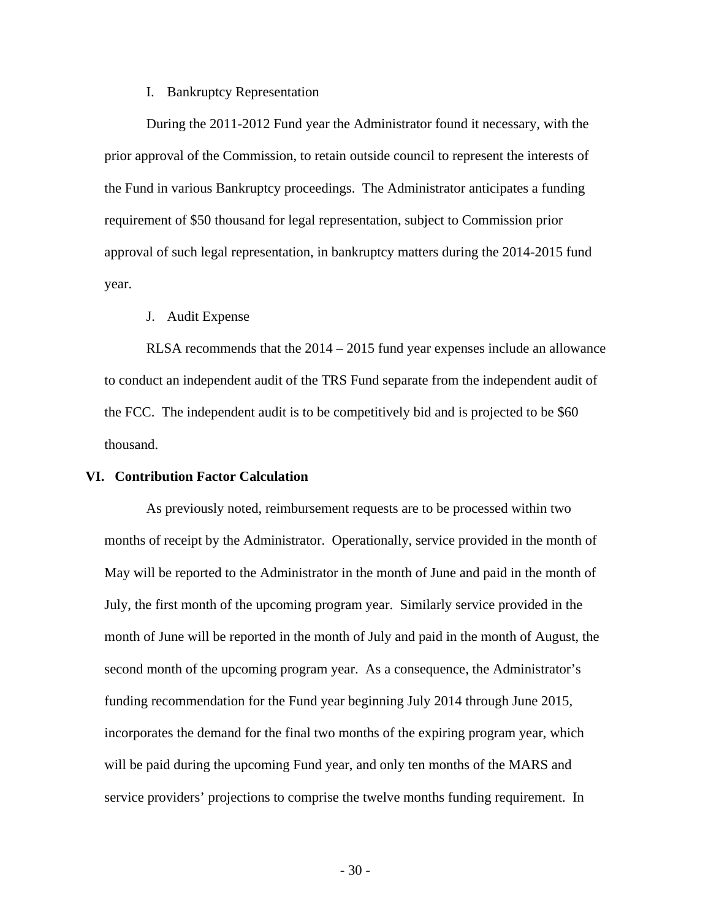### I. Bankruptcy Representation

During the 2011-2012 Fund year the Administrator found it necessary, with the prior approval of the Commission, to retain outside council to represent the interests of the Fund in various Bankruptcy proceedings. The Administrator anticipates a funding requirement of $50 thousand for legal representation, subject to Commission prior approval of such legal representation, in bankruptcy matters during the 2014-2015 fund year.

### J. Audit Expense

RLSA recommends that the 2014 – 2015 fund year expenses include an allowance to conduct an independent audit of the TRS Fund separate from the independent audit of the FCC. The independent audit is to be competitively bid and is projected to be $60 thousand.

## VI. Contribution Factor Calculation

As previously noted, reimbursement requests are to be processed within two months of receipt by the Administrator. Operationally, service provided in the month of May will be reported to the Administrator in the month of June and paid in the month of July, the first month of the upcoming program year. Similarly service provided in the month of June will be reported in the month of July and paid in the month of August, the second month of the upcoming program year. As a consequence, the Administrator's funding recommendation for the Fund year beginning July 2014 through June 2015, incorporates the demand for the final two months of the expiring program year, which will be paid during the upcoming Fund year, and only ten months of the MARS and service providers' projections to comprise the twelve months funding requirement. In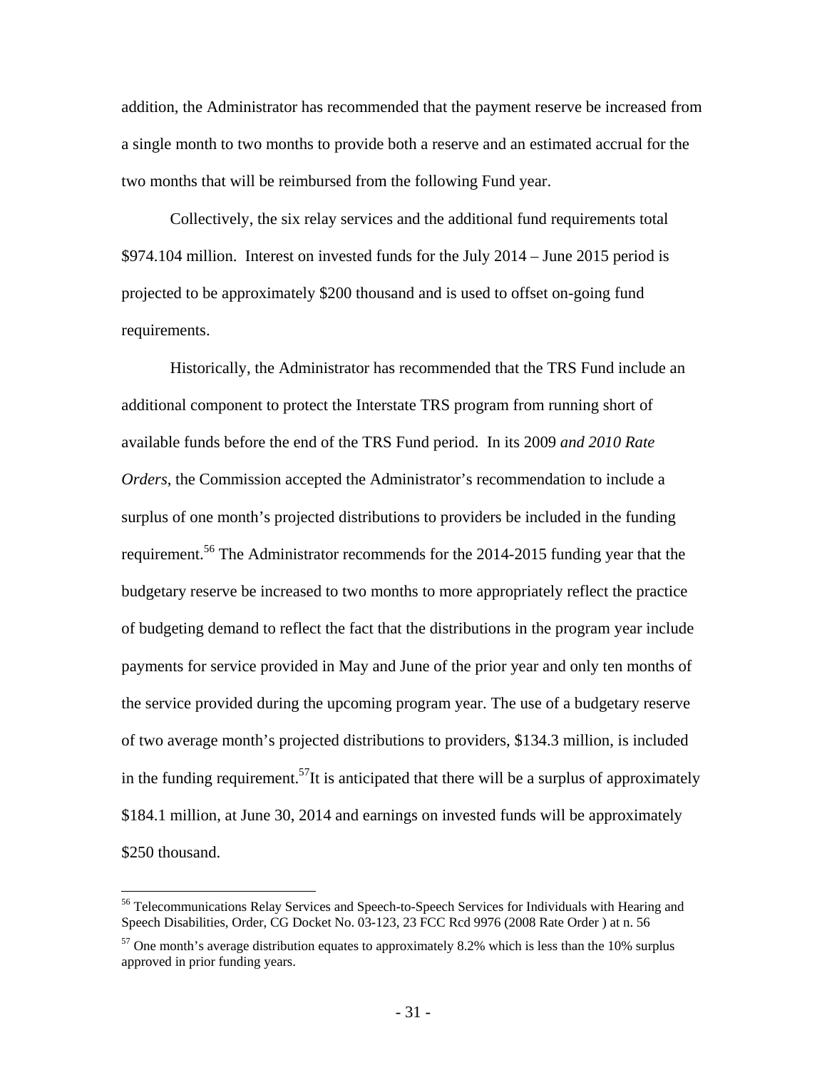addition, the Administrator has recommended that the payment reserve be increased from a single month to two months to provide both a reserve and an estimated accrual for the two months that will be reimbursed from the following Fund year.

Collectively, the six relay services and the additional fund requirements total $974.104 million. Interest on invested funds for the July 2014 – June 2015 period is projected to be approximately $200 thousand and is used to offset on-going fund requirements.

Historically, the Administrator has recommended that the TRS Fund include an additional component to protect the Interstate TRS program from running short of available funds before the end of the TRS Fund period. In its 2009 *and 2010 Rate Orders*, the Commission accepted the Administrator's recommendation to include a surplus of one month's projected distributions to providers be included in the funding requirement.[56] The Administrator recommends for the 2014-2015 funding year that the budgetary reserve be increased to two months to more appropriately reflect the practice of budgeting demand to reflect the fact that the distributions in the program year include payments for service provided in May and June of the prior year and only ten months of the service provided during the upcoming program year. The use of a budgetary reserve of two average month's projected distributions to providers, $134.3 million, is included in the funding requirement.[57]It is anticipated that there will be a surplus of approximately $184.1 million, at June 30, 2014 and earnings on invested funds will be approximately $250 thousand.

---

[56] Telecommunications Relay Services and Speech-to-Speech Services for Individuals with Hearing and Speech Disabilities, Order, CG Docket No. 03-123, 23 FCC Rcd 9976 (2008 Rate Order ) at n. 56

[57] One month's average distribution equates to approximately 8.2% which is less than the 10% surplus approved in prior funding years.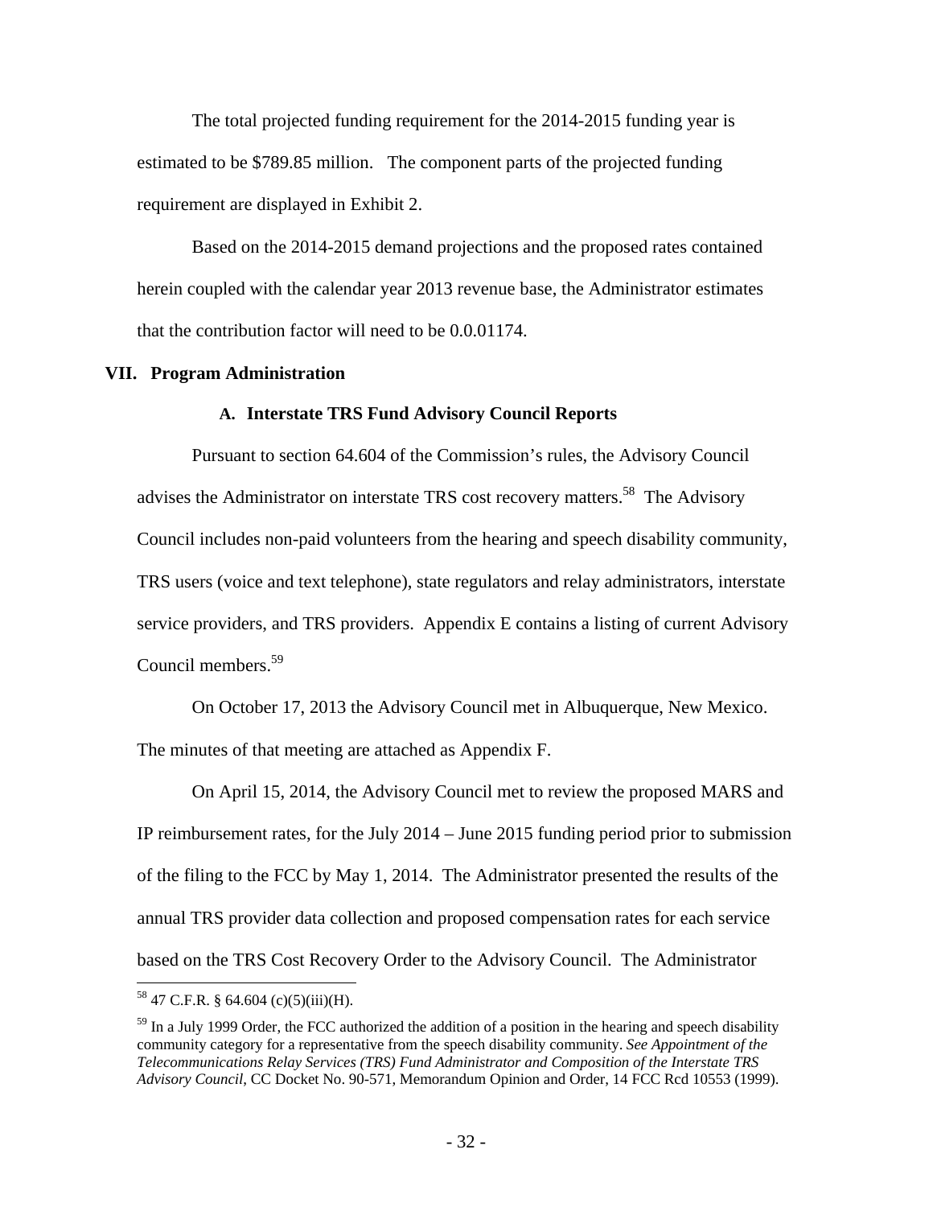The total projected funding requirement for the 2014-2015 funding year is estimated to be $789.85 million. The component parts of the projected funding requirement are displayed in Exhibit 2.

Based on the 2014-2015 demand projections and the proposed rates contained herein coupled with the calendar year 2013 revenue base, the Administrator estimates that the contribution factor will need to be 0.0.01174.

## VII. Program Administration

### A. Interstate TRS Fund Advisory Council Reports

Pursuant to section 64.604 of the Commission's rules, the Advisory Council advises the Administrator on interstate TRS cost recovery matters.[58] The Advisory Council includes non-paid volunteers from the hearing and speech disability community, TRS users (voice and text telephone), state regulators and relay administrators, interstate service providers, and TRS providers. Appendix E contains a listing of current Advisory Council members.[59]

On October 17, 2013 the Advisory Council met in Albuquerque, New Mexico. The minutes of that meeting are attached as Appendix F.

On April 15, 2014, the Advisory Council met to review the proposed MARS and IP reimbursement rates, for the July 2014 – June 2015 funding period prior to submission of the filing to the FCC by May 1, 2014. The Administrator presented the results of the annual TRS provider data collection and proposed compensation rates for each service based on the TRS Cost Recovery Order to the Advisory Council. The Administrator

---

[58] 47 C.F.R. § 64.604 (c)(5)(iii)(H).

[59] In a July 1999 Order, the FCC authorized the addition of a position in the hearing and speech disability community category for a representative from the speech disability community. *See Appointment of the Telecommunications Relay Services (TRS) Fund Administrator and Composition of the Interstate TRS Advisory Council*, CC Docket No. 90-571, Memorandum Opinion and Order, 14 FCC Rcd 10553 (1999).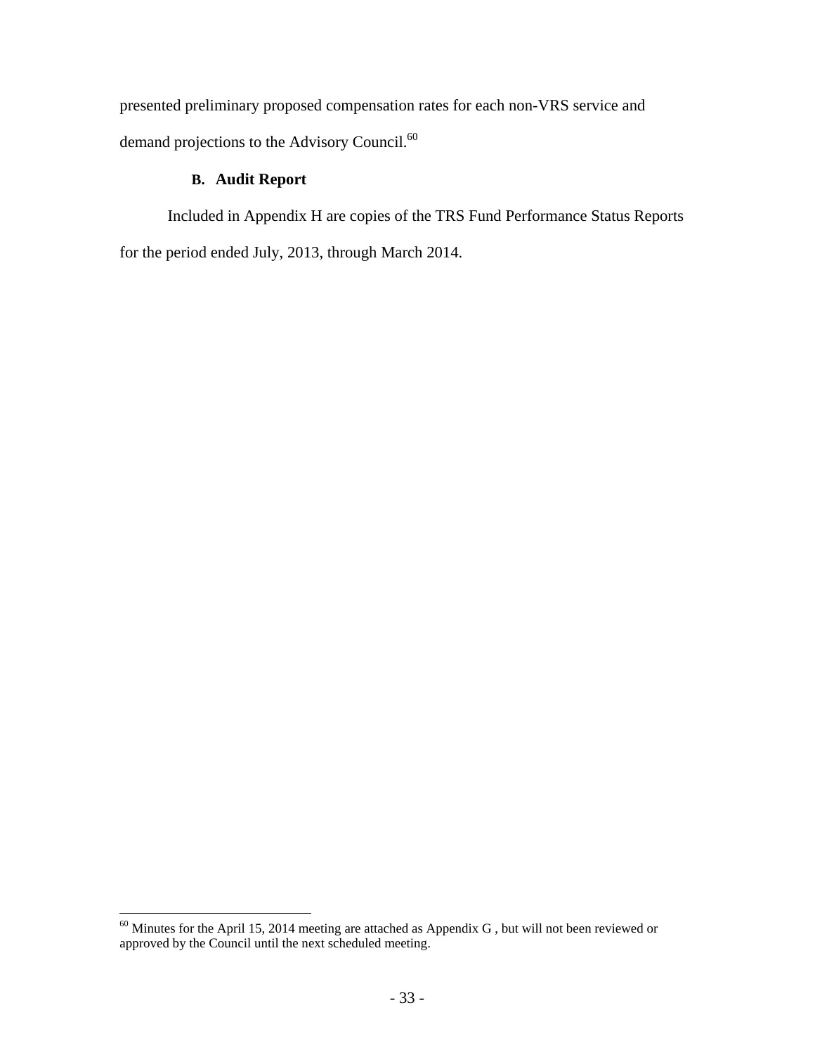presented preliminary proposed compensation rates for each non-VRS service and demand projections to the Advisory Council.[60]

### B. Audit Report

Included in Appendix H are copies of the TRS Fund Performance Status Reports for the period ended July, 2013, through March 2014.

---

[60] Minutes for the April 15, 2014 meeting are attached as Appendix G , but will not been reviewed or approved by the Council until the next scheduled meeting.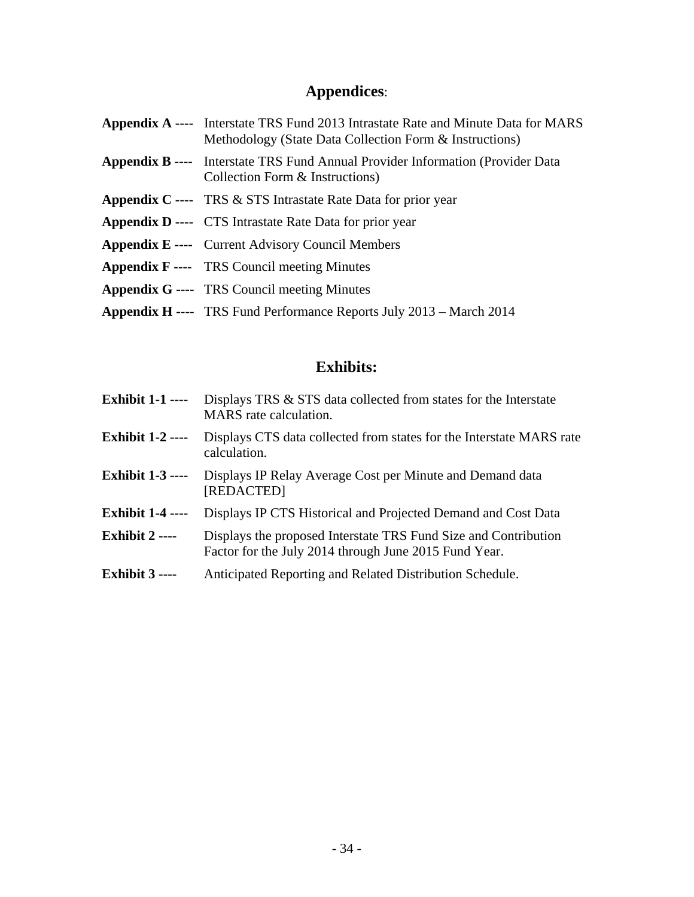## Appendices:

**Appendix A ----** Interstate TRS Fund 2013 Intrastate Rate and Minute Data for MARS Methodology (State Data Collection Form & Instructions)

**Appendix B ----** Interstate TRS Fund Annual Provider Information (Provider Data Collection Form & Instructions)

**Appendix C ----** TRS & STS Intrastate Rate Data for prior year

**Appendix D ----** CTS Intrastate Rate Data for prior year

**Appendix E ----** Current Advisory Council Members

**Appendix F ----** TRS Council meeting Minutes

**Appendix G ----** TRS Council meeting Minutes

**Appendix H ----** TRS Fund Performance Reports July 2013 – March 2014

## Exhibits:

**Exhibit 1-1 ----** Displays TRS & STS data collected from states for the Interstate MARS rate calculation.

**Exhibit 1-2 ----** Displays CTS data collected from states for the Interstate MARS rate calculation.

**Exhibit 1-3 ----** Displays IP Relay Average Cost per Minute and Demand data [REDACTED]

**Exhibit 1-4 ----** Displays IP CTS Historical and Projected Demand and Cost Data

**Exhibit 2 ----** Displays the proposed Interstate TRS Fund Size and Contribution Factor for the July 2014 through June 2015 Fund Year.

**Exhibit 3 ----** Anticipated Reporting and Related Distribution Schedule.